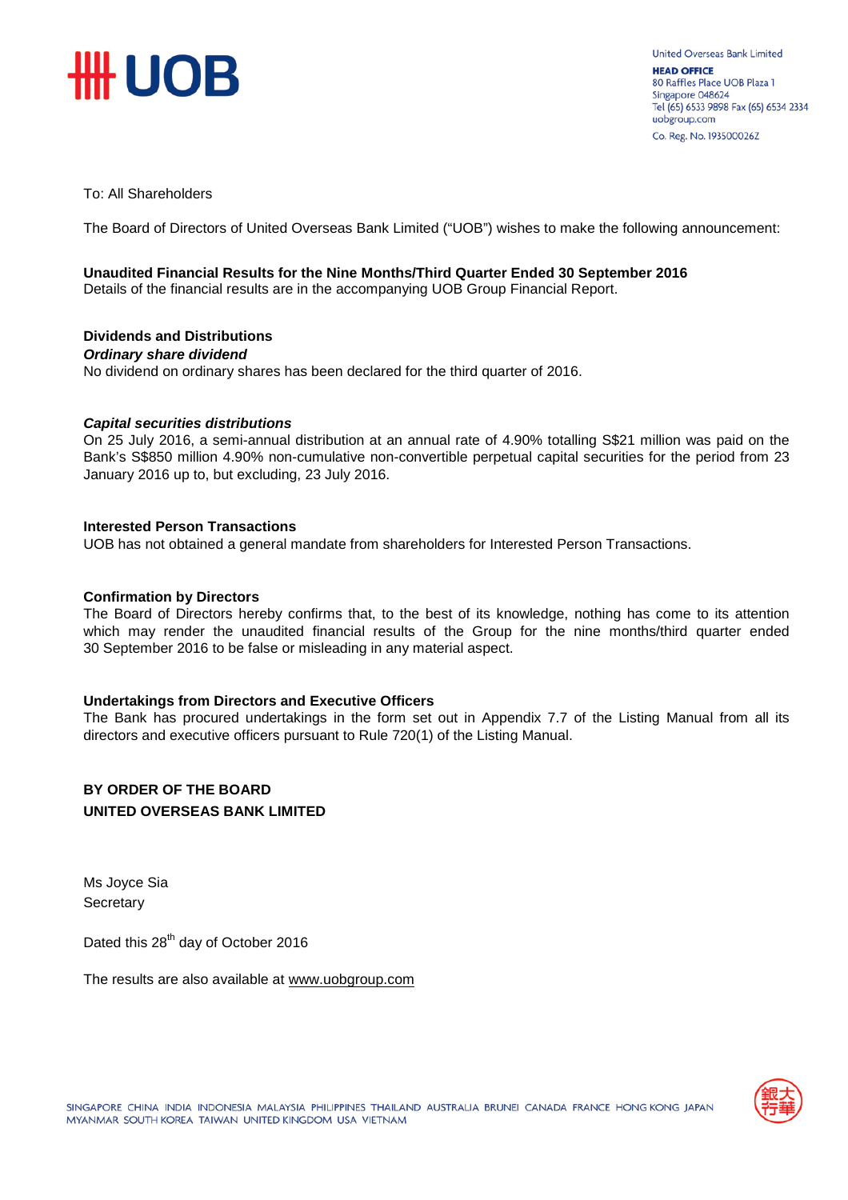United Overseas Bank Limited
**HEAD OFFICE**
80 Raffles Place UOB Plaza 1
Singapore 048624
Tel (65) 6533 9898 Fax (65) 6534 2334
uobgroup.com
Co. Reg. No. 193500026Z

To: All Shareholders

The Board of Directors of United Overseas Bank Limited ("UOB") wishes to make the following announcement:

**Unaudited Financial Results for the Nine Months/Third Quarter Ended 30 September 2016**
Details of the financial results are in the accompanying UOB Group Financial Report.

**Dividends and Distributions**

***Ordinary share dividend***
No dividend on ordinary shares has been declared for the third quarter of 2016.

***Capital securities distributions***
On 25 July 2016, a semi-annual distribution at an annual rate of 4.90% totalling S$21 million was paid on the Bank's S$850 million 4.90% non-cumulative non-convertible perpetual capital securities for the period from 23 January 2016 up to, but excluding, 23 July 2016.

**Interested Person Transactions**
UOB has not obtained a general mandate from shareholders for Interested Person Transactions.

**Confirmation by Directors**
The Board of Directors hereby confirms that, to the best of its knowledge, nothing has come to its attention which may render the unaudited financial results of the Group for the nine months/third quarter ended 30 September 2016 to be false or misleading in any material aspect.

**Undertakings from Directors and Executive Officers**
The Bank has procured undertakings in the form set out in Appendix 7.7 of the Listing Manual from all its directors and executive officers pursuant to Rule 720(1) of the Listing Manual.

**BY ORDER OF THE BOARD**
**UNITED OVERSEAS BANK LIMITED**

Ms Joyce Sia
Secretary

Dated this 28th day of October 2016

The results are also available at www.uobgroup.com

SINGAPORE CHINA INDIA INDONESIA MALAYSIA PHILIPPINES THAILAND AUSTRALIA BRUNEI CANADA FRANCE HONG KONG JAPAN MYANMAR SOUTH KOREA TAIWAN UNITED KINGDOM USA VIETNAM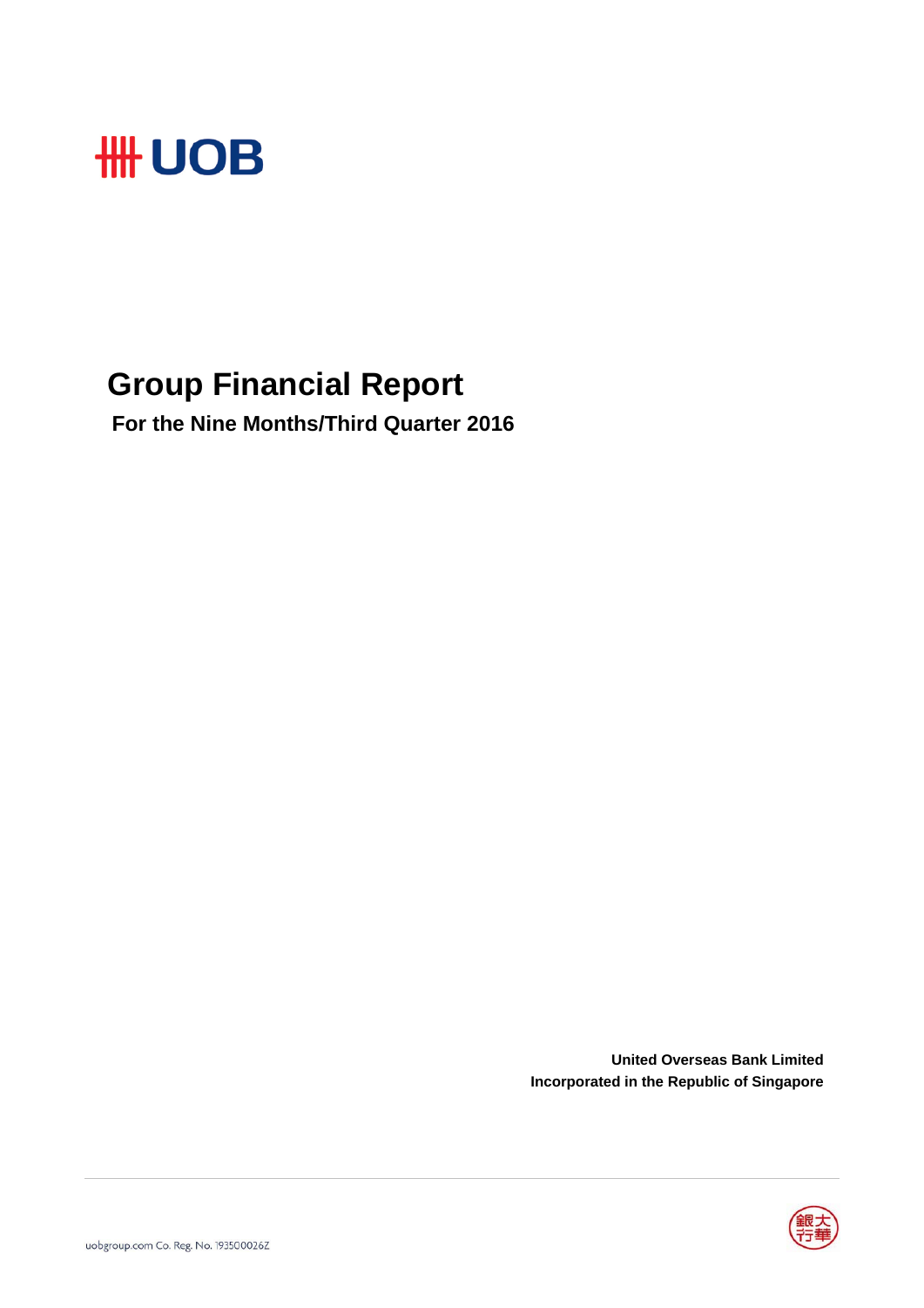# UOB

# Group Financial Report

**For the Nine Months/Third Quarter 2016**

**United Overseas Bank Limited**
**Incorporated in the Republic of Singapore**

uobgroup.com Co. Reg. No. 193500026Z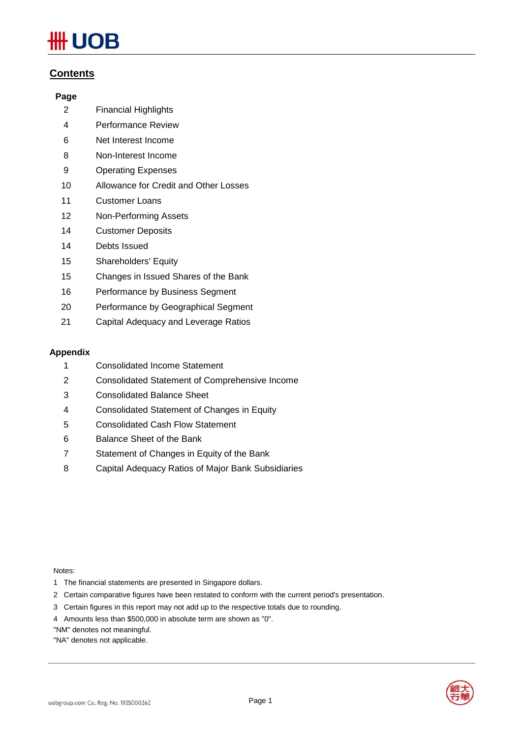## Contents

| Page | |
|---|---|
| 2 | Financial Highlights |
| 4 | Performance Review |
| 6 | Net Interest Income |
| 8 | Non-Interest Income |
| 9 | Operating Expenses |
| 10 | Allowance for Credit and Other Losses |
| 11 | Customer Loans |
| 12 | Non-Performing Assets |
| 14 | Customer Deposits |
| 14 | Debts Issued |
| 15 | Shareholders' Equity |
| 15 | Changes in Issued Shares of the Bank |
| 16 | Performance by Business Segment |
| 20 | Performance by Geographical Segment |
| 21 | Capital Adequacy and Leverage Ratios |

**Appendix**

| | |
|---|---|
| 1 | Consolidated Income Statement |
| 2 | Consolidated Statement of Comprehensive Income |
| 3 | Consolidated Balance Sheet |
| 4 | Consolidated Statement of Changes in Equity |
| 5 | Consolidated Cash Flow Statement |
| 6 | Balance Sheet of the Bank |
| 7 | Statement of Changes in Equity of the Bank |
| 8 | Capital Adequacy Ratios of Major Bank Subsidiaries |

Notes:

1 The financial statements are presented in Singapore dollars.

2 Certain comparative figures have been restated to conform with the current period's presentation.

3 Certain figures in this report may not add up to the respective totals due to rounding.

4 Amounts less than $500,000 in absolute term are shown as "0".

"NM" denotes not meaningful.

"NA" denotes not applicable.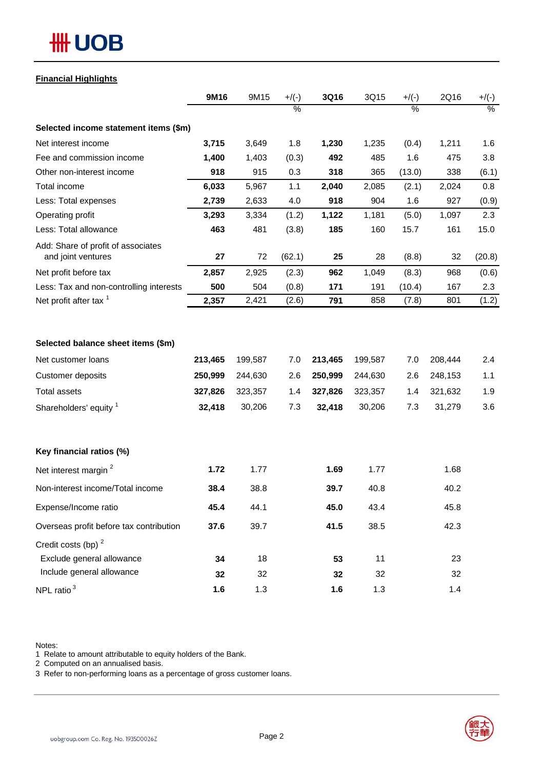## Financial Highlights

| | 9M16 | 9M15 | +/(-) % | 3Q16 | 3Q15 | +/(-) % | 2Q16 | +/(-) % |
|---|---|---|---|---|---|---|---|---|
| **Selected income statement items ($m)** | | | | | | | | |
| Net interest income | **3,715** | 3,649 | 1.8 | **1,230** | 1,235 | (0.4) | 1,211 | 1.6 |
| Fee and commission income | **1,400** | 1,403 | (0.3) | **492** | 485 | 1.6 | 475 | 3.8 |
| Other non-interest income | **918** | 915 | 0.3 | **318** | 365 | (13.0) | 338 | (6.1) |
| Total income | **6,033** | 5,967 | 1.1 | **2,040** | 2,085 | (2.1) | 2,024 | 0.8 |
| Less: Total expenses | **2,739** | 2,633 | 4.0 | **918** | 904 | 1.6 | 927 | (0.9) |
| Operating profit | **3,293** | 3,334 | (1.2) | **1,122** | 1,181 | (5.0) | 1,097 | 2.3 |
| Less: Total allowance | **463** | 481 | (3.8) | **185** | 160 | 15.7 | 161 | 15.0 |
| Add: Share of profit of associates and joint ventures | **27** | 72 | (62.1) | **25** | 28 | (8.8) | 32 | (20.8) |
| Net profit before tax | **2,857** | 2,925 | (2.3) | **962** | 1,049 | (8.3) | 968 | (0.6) |
| Less: Tax and non-controlling interests | **500** | 504 | (0.8) | **171** | 191 | (10.4) | 167 | 2.3 |
| Net profit after tax [1] | **2,357** | 2,421 | (2.6) | **791** | 858 | (7.8) | 801 | (1.2) |
| **Selected balance sheet items ($m)** | | | | | | | | |
| Net customer loans | **213,465** | 199,587 | 7.0 | **213,465** | 199,587 | 7.0 | 208,444 | 2.4 |
| Customer deposits | **250,999** | 244,630 | 2.6 | **250,999** | 244,630 | 2.6 | 248,153 | 1.1 |
| Total assets | **327,826** | 323,357 | 1.4 | **327,826** | 323,357 | 1.4 | 321,632 | 1.9 |
| Shareholders' equity [1] | **32,418** | 30,206 | 7.3 | **32,418** | 30,206 | 7.3 | 31,279 | 3.6 |
| **Key financial ratios (%)** | | | | | | | | |
| Net interest margin [2] | **1.72** | 1.77 | | **1.69** | 1.77 | | 1.68 | |
| Non-interest income/Total income | **38.4** | 38.8 | | **39.7** | 40.8 | | 40.2 | |
| Expense/Income ratio | **45.4** | 44.1 | | **45.0** | 43.4 | | 45.8 | |
| Overseas profit before tax contribution | **37.6** | 39.7 | | **41.5** | 38.5 | | 42.3 | |
| Credit costs (bp) [2] | | | | | | | | |
| Exclude general allowance | **34** | 18 | | **53** | 11 | | 23 | |
| Include general allowance | **32** | 32 | | **32** | 32 | | 32 | |
| NPL ratio [3] | **1.6** | 1.3 | | **1.6** | 1.3 | | 1.4 | |

Notes:
1 Relate to amount attributable to equity holders of the Bank.
2 Computed on an annualised basis.
3 Refer to non-performing loans as a percentage of gross customer loans.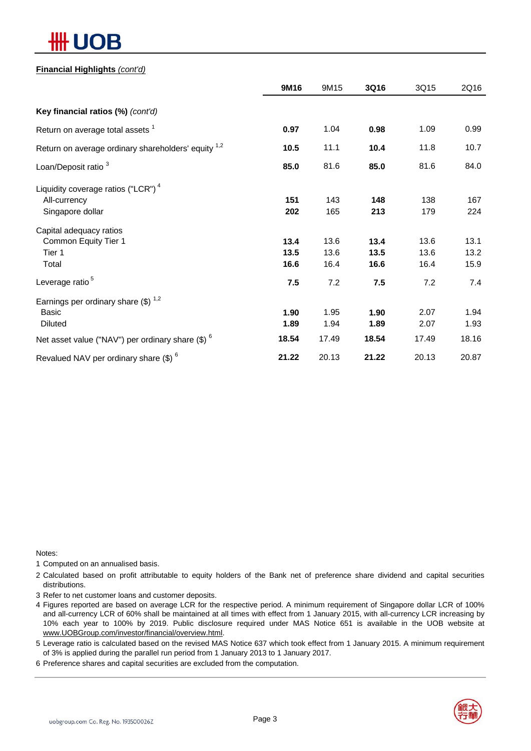**Financial Highlights** *(cont'd)*

| | **9M16** | 9M15 | **3Q16** | 3Q15 | 2Q16 |
|---|---|---|---|---|---|
| **Key financial ratios (%)** *(cont'd)* | | | | | |
| Return on average total assets [1] | **0.97** | 1.04 | **0.98** | 1.09 | 0.99 |
| Return on average ordinary shareholders' equity [1,2] | **10.5** | 11.1 | **10.4** | 11.8 | 10.7 |
| Loan/Deposit ratio [3] | **85.0** | 81.6 | **85.0** | 81.6 | 84.0 |
| Liquidity coverage ratios ("LCR") [4] | | | | | |
| All-currency | **151** | 143 | **148** | 138 | 167 |
| Singapore dollar | **202** | 165 | **213** | 179 | 224 |
| Capital adequacy ratios | | | | | |
| Common Equity Tier 1 | **13.4** | 13.6 | **13.4** | 13.6 | 13.1 |
| Tier 1 | **13.5** | 13.6 | **13.5** | 13.6 | 13.2 |
| Total | **16.6** | 16.4 | **16.6** | 16.4 | 15.9 |
| Leverage ratio [5] | **7.5** | 7.2 | **7.5** | 7.2 | 7.4 |
| Earnings per ordinary share ($) [1,2] | | | | | |
| Basic | **1.90** | 1.95 | **1.90** | 2.07 | 1.94 |
| Diluted | **1.89** | 1.94 | **1.89** | 2.07 | 1.93 |
| Net asset value ("NAV") per ordinary share ($) [6] | **18.54** | 17.49 | **18.54** | 17.49 | 18.16 |
| Revalued NAV per ordinary share ($) [6] | **21.22** | 20.13 | **21.22** | 20.13 | 20.87 |

Notes:

1 Computed on an annualised basis.

2 Calculated based on profit attributable to equity holders of the Bank net of preference share dividend and capital securities distributions.

3 Refer to net customer loans and customer deposits.

4 Figures reported are based on average LCR for the respective period. A minimum requirement of Singapore dollar LCR of 100% and all-currency LCR of 60% shall be maintained at all times with effect from 1 January 2015, with all-currency LCR increasing by 10% each year to 100% by 2019. Public disclosure required under MAS Notice 651 is available in the UOB website at www.UOBGroup.com/investor/financial/overview.html.

5 Leverage ratio is calculated based on the revised MAS Notice 637 which took effect from 1 January 2015. A minimum requirement of 3% is applied during the parallel run period from 1 January 2013 to 1 January 2017.

6 Preference shares and capital securities are excluded from the computation.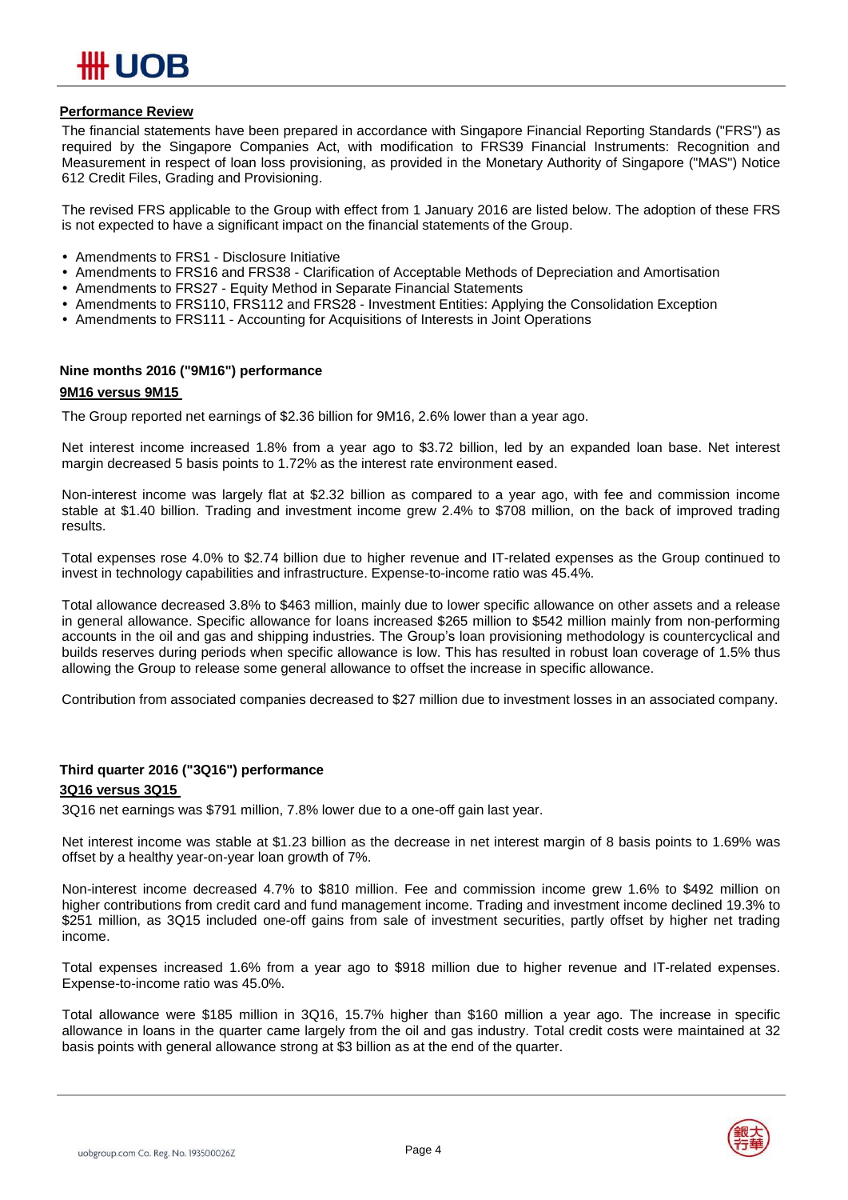## Performance Review

The financial statements have been prepared in accordance with Singapore Financial Reporting Standards ("FRS") as required by the Singapore Companies Act, with modification to FRS39 Financial Instruments: Recognition and Measurement in respect of loan loss provisioning, as provided in the Monetary Authority of Singapore ("MAS") Notice 612 Credit Files, Grading and Provisioning.

The revised FRS applicable to the Group with effect from 1 January 2016 are listed below. The adoption of these FRS is not expected to have a significant impact on the financial statements of the Group.

- Amendments to FRS1 - Disclosure Initiative
- Amendments to FRS16 and FRS38 - Clarification of Acceptable Methods of Depreciation and Amortisation
- Amendments to FRS27 - Equity Method in Separate Financial Statements
- Amendments to FRS110, FRS112 and FRS28 - Investment Entities: Applying the Consolidation Exception
- Amendments to FRS111 - Accounting for Acquisitions of Interests in Joint Operations

### Nine months 2016 ("9M16") performance

**9M16 versus 9M15**

The Group reported net earnings of $2.36 billion for 9M16, 2.6% lower than a year ago.

Net interest income increased 1.8% from a year ago to $3.72 billion, led by an expanded loan base. Net interest margin decreased 5 basis points to 1.72% as the interest rate environment eased.

Non-interest income was largely flat at $2.32 billion as compared to a year ago, with fee and commission income stable at $1.40 billion. Trading and investment income grew 2.4% to $708 million, on the back of improved trading results.

Total expenses rose 4.0% to $2.74 billion due to higher revenue and IT-related expenses as the Group continued to invest in technology capabilities and infrastructure. Expense-to-income ratio was 45.4%.

Total allowance decreased 3.8% to $463 million, mainly due to lower specific allowance on other assets and a release in general allowance. Specific allowance for loans increased $265 million to $542 million mainly from non-performing accounts in the oil and gas and shipping industries. The Group's loan provisioning methodology is countercyclical and builds reserves during periods when specific allowance is low. This has resulted in robust loan coverage of 1.5% thus allowing the Group to release some general allowance to offset the increase in specific allowance.

Contribution from associated companies decreased to $27 million due to investment losses in an associated company.

### Third quarter 2016 ("3Q16") performance

**3Q16 versus 3Q15**

3Q16 net earnings was $791 million, 7.8% lower due to a one-off gain last year.

Net interest income was stable at $1.23 billion as the decrease in net interest margin of 8 basis points to 1.69% was offset by a healthy year-on-year loan growth of 7%.

Non-interest income decreased 4.7% to $810 million. Fee and commission income grew 1.6% to $492 million on higher contributions from credit card and fund management income. Trading and investment income declined 19.3% to $251 million, as 3Q15 included one-off gains from sale of investment securities, partly offset by higher net trading income.

Total expenses increased 1.6% from a year ago to $918 million due to higher revenue and IT-related expenses. Expense-to-income ratio was 45.0%.

Total allowance were $185 million in 3Q16, 15.7% higher than $160 million a year ago. The increase in specific allowance in loans in the quarter came largely from the oil and gas industry. Total credit costs were maintained at 32 basis points with general allowance strong at $3 billion as at the end of the quarter.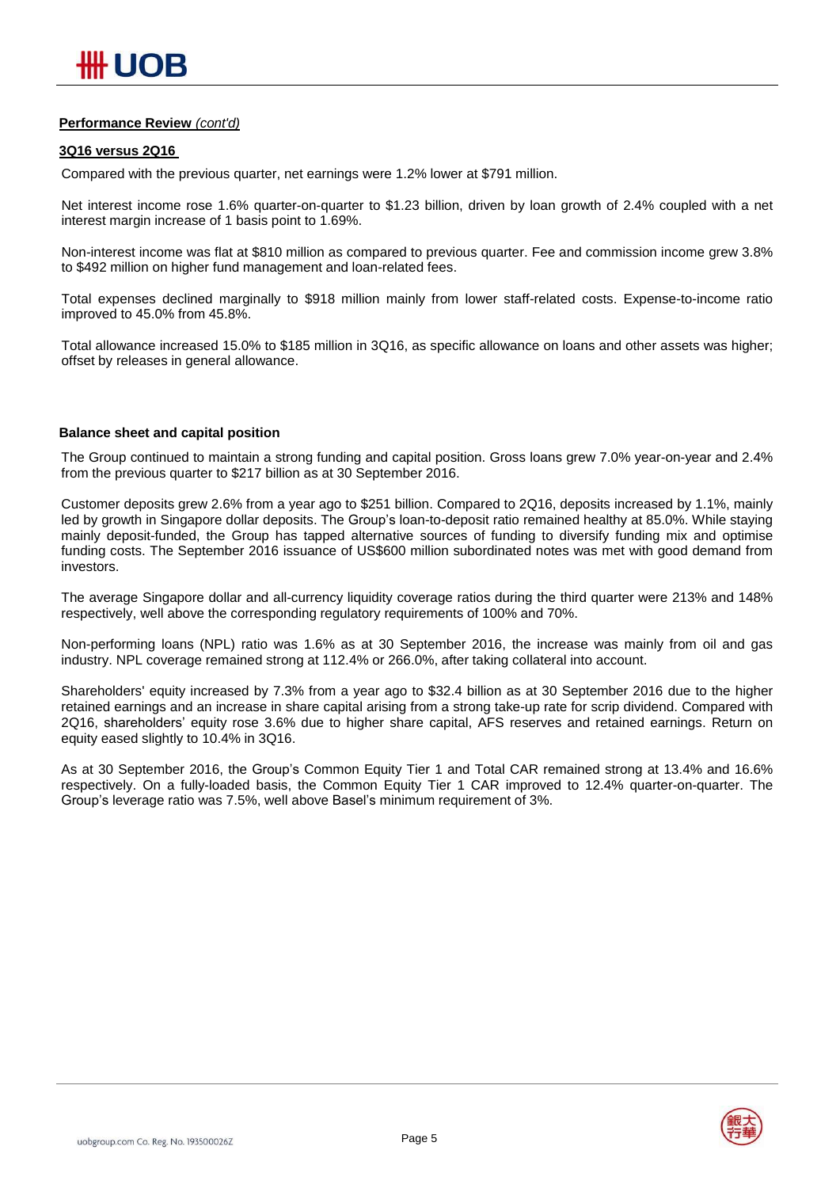**Performance Review** *(cont'd)*

**3Q16 versus 2Q16**

Compared with the previous quarter, net earnings were 1.2% lower at $791 million.

Net interest income rose 1.6% quarter-on-quarter to $1.23 billion, driven by loan growth of 2.4% coupled with a net interest margin increase of 1 basis point to 1.69%.

Non-interest income was flat at $810 million as compared to previous quarter. Fee and commission income grew 3.8% to $492 million on higher fund management and loan-related fees.

Total expenses declined marginally to $918 million mainly from lower staff-related costs. Expense-to-income ratio improved to 45.0% from 45.8%.

Total allowance increased 15.0% to $185 million in 3Q16, as specific allowance on loans and other assets was higher; offset by releases in general allowance.

**Balance sheet and capital position**

The Group continued to maintain a strong funding and capital position. Gross loans grew 7.0% year-on-year and 2.4% from the previous quarter to $217 billion as at 30 September 2016.

Customer deposits grew 2.6% from a year ago to $251 billion. Compared to 2Q16, deposits increased by 1.1%, mainly led by growth in Singapore dollar deposits. The Group's loan-to-deposit ratio remained healthy at 85.0%. While staying mainly deposit-funded, the Group has tapped alternative sources of funding to diversify funding mix and optimise funding costs. The September 2016 issuance of US$600 million subordinated notes was met with good demand from investors.

The average Singapore dollar and all-currency liquidity coverage ratios during the third quarter were 213% and 148% respectively, well above the corresponding regulatory requirements of 100% and 70%.

Non-performing loans (NPL) ratio was 1.6% as at 30 September 2016, the increase was mainly from oil and gas industry. NPL coverage remained strong at 112.4% or 266.0%, after taking collateral into account.

Shareholders' equity increased by 7.3% from a year ago to $32.4 billion as at 30 September 2016 due to the higher retained earnings and an increase in share capital arising from a strong take-up rate for scrip dividend. Compared with 2Q16, shareholders' equity rose 3.6% due to higher share capital, AFS reserves and retained earnings. Return on equity eased slightly to 10.4% in 3Q16.

As at 30 September 2016, the Group's Common Equity Tier 1 and Total CAR remained strong at 13.4% and 16.6% respectively. On a fully-loaded basis, the Common Equity Tier 1 CAR improved to 12.4% quarter-on-quarter. The Group's leverage ratio was 7.5%, well above Basel's minimum requirement of 3%.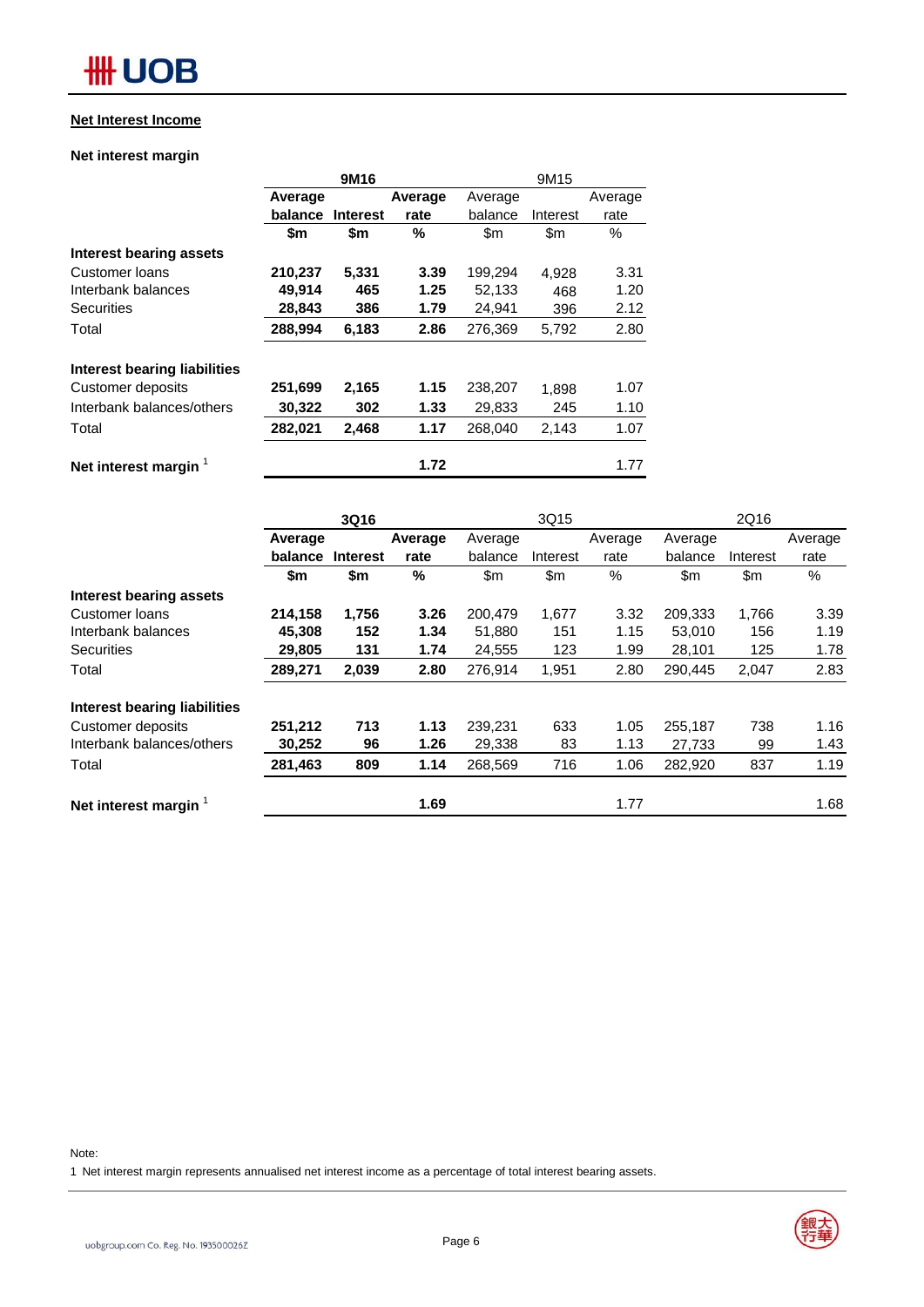## Net Interest Income

### Net interest margin

| | 9M16 | | | 9M15 | | |
|---|---|---|---|---|---|---|
| | **Average balance** | **Interest** | **Average rate** | Average balance | Interest | Average rate |
| | **$m** | **$m** | **%** | $m | $m | % |
| **Interest bearing assets** | | | | | | |
| Customer loans | **210,237** | **5,331** | **3.39** | 199,294 | 4,928 | 3.31 |
| Interbank balances | **49,914** | **465** | **1.25** | 52,133 | 468 | 1.20 |
| Securities | **28,843** | **386** | **1.79** | 24,941 | 396 | 2.12 |
| Total | **288,994** | **6,183** | **2.86** | 276,369 | 5,792 | 2.80 |
| | | | | | | |
| **Interest bearing liabilities** | | | | | | |
| Customer deposits | **251,699** | **2,165** | **1.15** | 238,207 | 1,898 | 1.07 |
| Interbank balances/others | **30,322** | **302** | **1.33** | 29,833 | 245 | 1.10 |
| Total | **282,021** | **2,468** | **1.17** | 268,040 | 2,143 | 1.07 |
| | | | | | | |
| **Net interest margin** [1] | | | **1.72** | | | 1.77 |

| | 3Q16 | | | 3Q15 | | | 2Q16 | | |
|---|---|---|---|---|---|---|---|---|---|
| | **Average balance** | **Interest** | **Average rate** | Average balance | Interest | Average rate | Average balance | Interest | Average rate |
| | **$m** | **$m** | **%** | $m | $m | % | $m | $m | % |
| **Interest bearing assets** | | | | | | | | | |
| Customer loans | **214,158** | **1,756** | **3.26** | 200,479 | 1,677 | 3.32 | 209,333 | 1,766 | 3.39 |
| Interbank balances | **45,308** | **152** | **1.34** | 51,880 | 151 | 1.15 | 53,010 | 156 | 1.19 |
| Securities | **29,805** | **131** | **1.74** | 24,555 | 123 | 1.99 | 28,101 | 125 | 1.78 |
| Total | **289,271** | **2,039** | **2.80** | 276,914 | 1,951 | 2.80 | 290,445 | 2,047 | 2.83 |
| | | | | | | | | | |
| **Interest bearing liabilities** | | | | | | | | | |
| Customer deposits | **251,212** | **713** | **1.13** | 239,231 | 633 | 1.05 | 255,187 | 738 | 1.16 |
| Interbank balances/others | **30,252** | **96** | **1.26** | 29,338 | 83 | 1.13 | 27,733 | 99 | 1.43 |
| Total | **281,463** | **809** | **1.14** | 268,569 | 716 | 1.06 | 282,920 | 837 | 1.19 |
| | | | | | | | | | |
| **Net interest margin** [1] | | | **1.69** | | | 1.77 | | | 1.68 |

Note:
1 Net interest margin represents annualised net interest income as a percentage of total interest bearing assets.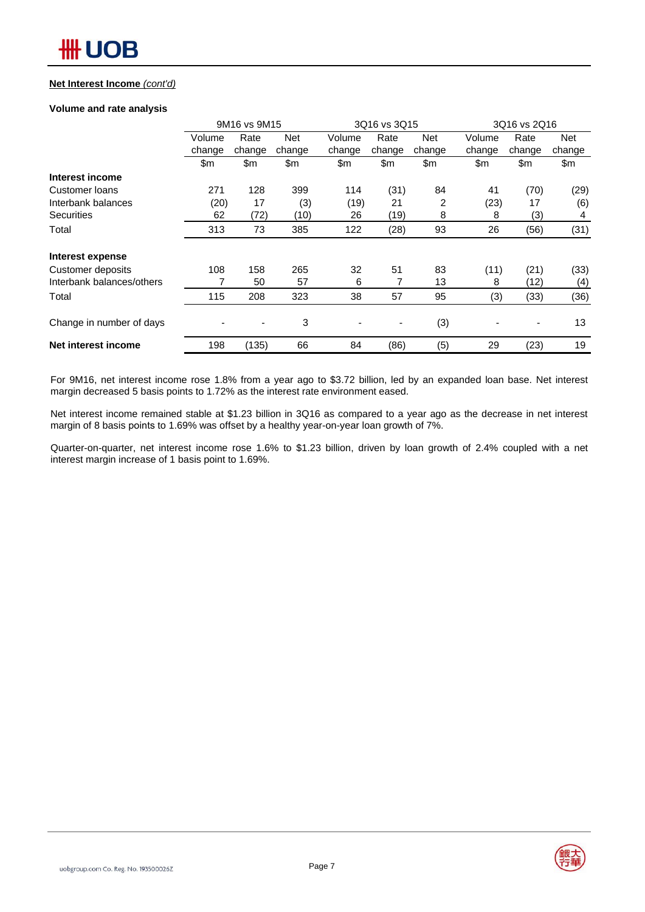**Net Interest Income** *(cont'd)*

**Volume and rate analysis**

| | 9M16 vs 9M15 | | | 3Q16 vs 3Q15 | | | 3Q16 vs 2Q16 | | |
|---|---|---|---|---|---|---|---|---|---|
| | Volume change | Rate change | Net change | Volume change | Rate change | Net change | Volume change | Rate change | Net change |
| | $m | $m | $m | $m | $m | $m | $m | $m | $m |
| **Interest income** | | | | | | | | | |
| Customer loans | 271 | 128 | 399 | 114 | (31) | 84 | 41 | (70) | (29) |
| Interbank balances | (20) | 17 | (3) | (19) | 21 | 2 | (23) | 17 | (6) |
| Securities | 62 | (72) | (10) | 26 | (19) | 8 | 8 | (3) | 4 |
| Total | 313 | 73 | 385 | 122 | (28) | 93 | 26 | (56) | (31) |
| **Interest expense** | | | | | | | | | |
| Customer deposits | 108 | 158 | 265 | 32 | 51 | 83 | (11) | (21) | (33) |
| Interbank balances/others | 7 | 50 | 57 | 6 | 7 | 13 | 8 | (12) | (4) |
| Total | 115 | 208 | 323 | 38 | 57 | 95 | (3) | (33) | (36) |
| Change in number of days | - | - | 3 | - | - | (3) | - | - | 13 |
| **Net interest income** | 198 | (135) | 66 | 84 | (86) | (5) | 29 | (23) | 19 |

For 9M16, net interest income rose 1.8% from a year ago to $3.72 billion, led by an expanded loan base. Net interest margin decreased 5 basis points to 1.72% as the interest rate environment eased.

Net interest income remained stable at $1.23 billion in 3Q16 as compared to a year ago as the decrease in net interest margin of 8 basis points to 1.69% was offset by a healthy year-on-year loan growth of 7%.

Quarter-on-quarter, net interest income rose 1.6% to $1.23 billion, driven by loan growth of 2.4% coupled with a net interest margin increase of 1 basis point to 1.69%.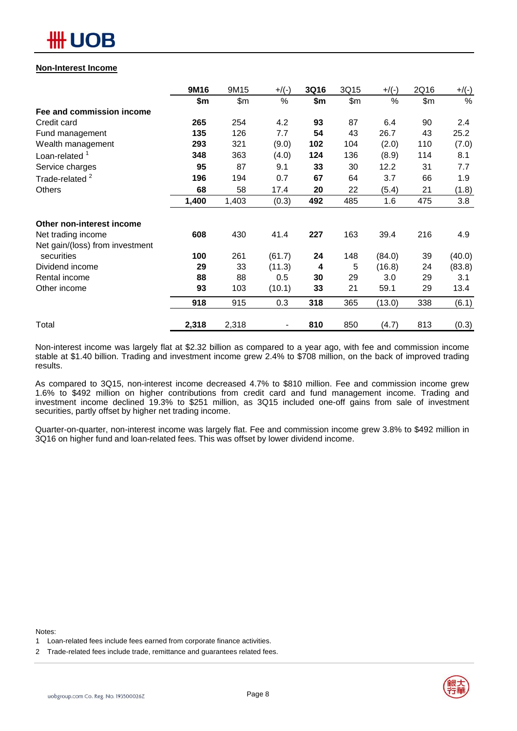## Non-Interest Income

| | 9M16 | 9M15 | +/(-) | 3Q16 | 3Q15 | +/(-) | 2Q16 | +/(-) |
|---|---|---|---|---|---|---|---|---|
| | $m | $m | % | $m | $m | % | $m | % |
| **Fee and commission income** | | | | | | | | |
| Credit card | **265** | 254 | 4.2 | **93** | 87 | 6.4 | 90 | 2.4 |
| Fund management | **135** | 126 | 7.7 | **54** | 43 | 26.7 | 43 | 25.2 |
| Wealth management | **293** | 321 | (9.0) | **102** | 104 | (2.0) | 110 | (7.0) |
| Loan-related [1] | **348** | 363 | (4.0) | **124** | 136 | (8.9) | 114 | 8.1 |
| Service charges | **95** | 87 | 9.1 | **33** | 30 | 12.2 | 31 | 7.7 |
| Trade-related [2] | **196** | 194 | 0.7 | **67** | 64 | 3.7 | 66 | 1.9 |
| Others | **68** | 58 | 17.4 | **20** | 22 | (5.4) | 21 | (1.8) |
| | **1,400** | 1,403 | (0.3) | **492** | 485 | 1.6 | 475 | 3.8 |
| **Other non-interest income** | | | | | | | | |
| Net trading income | **608** | 430 | 41.4 | **227** | 163 | 39.4 | 216 | 4.9 |
| Net gain/(loss) from investment securities | **100** | 261 | (61.7) | **24** | 148 | (84.0) | 39 | (40.0) |
| Dividend income | **29** | 33 | (11.3) | **4** | 5 | (16.8) | 24 | (83.8) |
| Rental income | **88** | 88 | 0.5 | **30** | 29 | 3.0 | 29 | 3.1 |
| Other income | **93** | 103 | (10.1) | **33** | 21 | 59.1 | 29 | 13.4 |
| | **918** | 915 | 0.3 | **318** | 365 | (13.0) | 338 | (6.1) |
| Total | **2,318** | 2,318 | - | **810** | 850 | (4.7) | 813 | (0.3) |

Non-interest income was largely flat at $2.32 billion as compared to a year ago, with fee and commission income stable at $1.40 billion. Trading and investment income grew 2.4% to $708 million, on the back of improved trading results.

As compared to 3Q15, non-interest income decreased 4.7% to $810 million. Fee and commission income grew 1.6% to $492 million on higher contributions from credit card and fund management income. Trading and investment income declined 19.3% to $251 million, as 3Q15 included one-off gains from sale of investment securities, partly offset by higher net trading income.

Quarter-on-quarter, non-interest income was largely flat. Fee and commission income grew 3.8% to $492 million in 3Q16 on higher fund and loan-related fees. This was offset by lower dividend income.

Notes:

1 Loan-related fees include fees earned from corporate finance activities.

2 Trade-related fees include trade, remittance and guarantees related fees.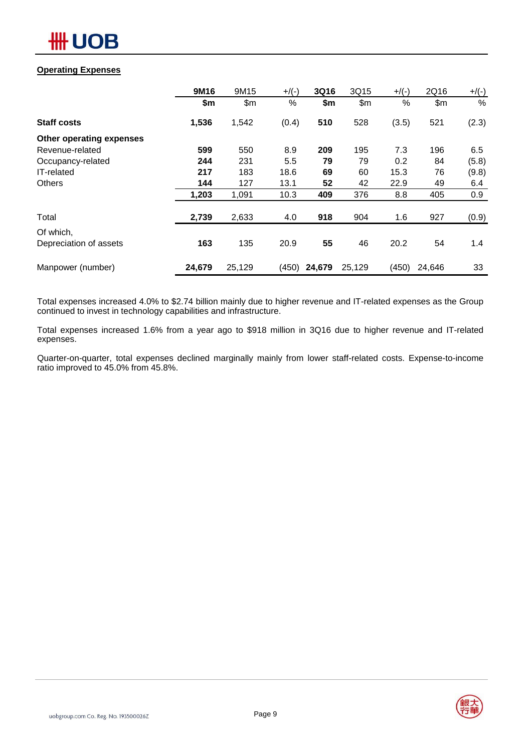## Operating Expenses

| | 9M16 | 9M15 | +/(-) | 3Q16 | 3Q15 | +/(-) | 2Q16 | +/(-) |
|---|---|---|---|---|---|---|---|---|
| | **$m** | $m | % | **$m** | $m | % | $m | % |
| **Staff costs** | **1,536** | 1,542 | (0.4) | **510** | 528 | (3.5) | 521 | (2.3) |
| **Other operating expenses** | | | | | | | | |
| Revenue-related | **599** | 550 | 8.9 | **209** | 195 | 7.3 | 196 | 6.5 |
| Occupancy-related | **244** | 231 | 5.5 | **79** | 79 | 0.2 | 84 | (5.8) |
| IT-related | **217** | 183 | 18.6 | **69** | 60 | 15.3 | 76 | (9.8) |
| Others | **144** | 127 | 13.1 | **52** | 42 | 22.9 | 49 | 6.4 |
| | **1,203** | 1,091 | 10.3 | **409** | 376 | 8.8 | 405 | 0.9 |
| Total | **2,739** | 2,633 | 4.0 | **918** | 904 | 1.6 | 927 | (0.9) |
| Of which, Depreciation of assets | **163** | 135 | 20.9 | **55** | 46 | 20.2 | 54 | 1.4 |
| Manpower (number) | **24,679** | 25,129 | (450) | **24,679** | 25,129 | (450) | 24,646 | 33 |

Total expenses increased 4.0% to $2.74 billion mainly due to higher revenue and IT-related expenses as the Group continued to invest in technology capabilities and infrastructure.

Total expenses increased 1.6% from a year ago to $918 million in 3Q16 due to higher revenue and IT-related expenses.

Quarter-on-quarter, total expenses declined marginally mainly from lower staff-related costs. Expense-to-income ratio improved to 45.0% from 45.8%.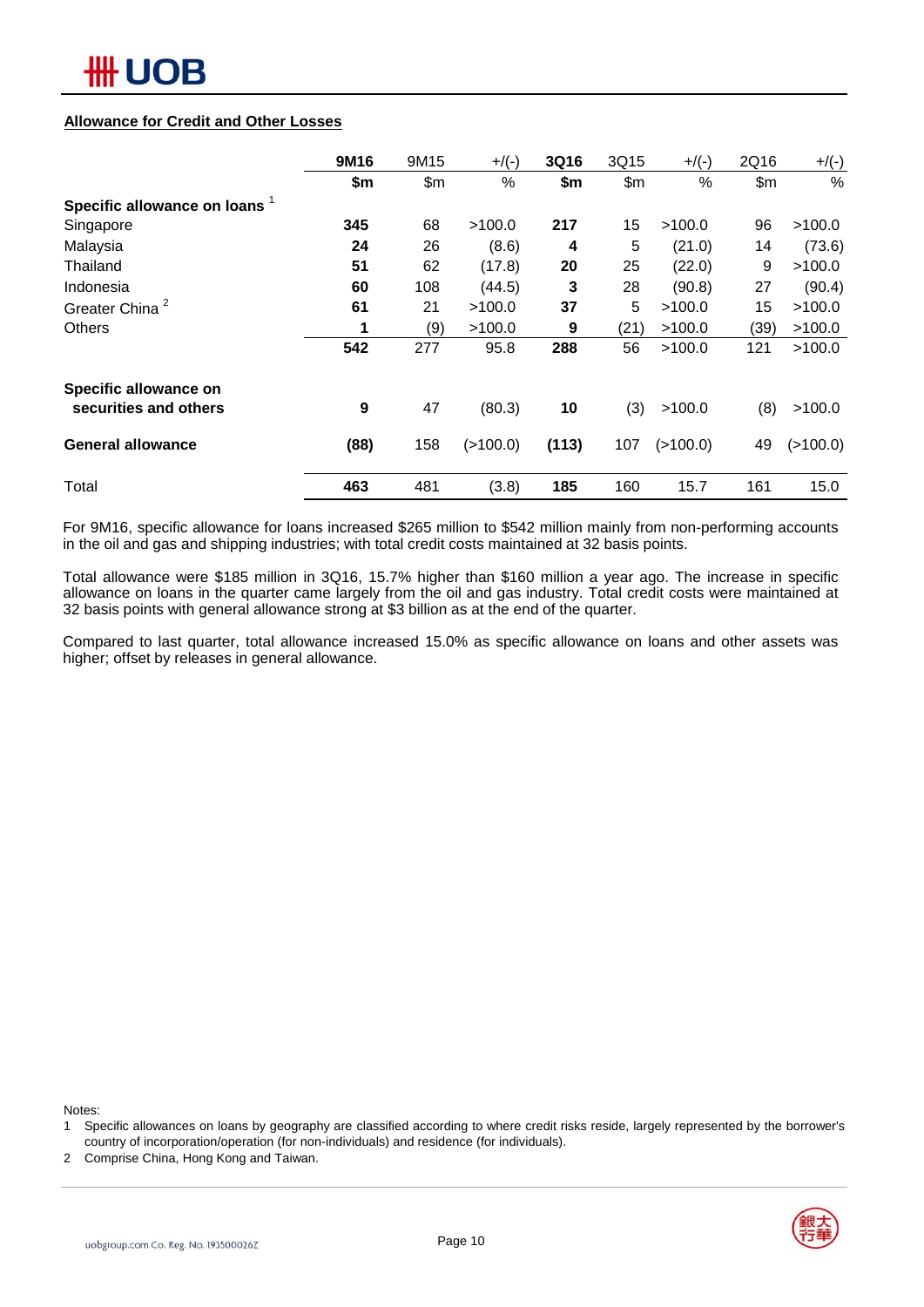## Allowance for Credit and Other Losses

| | 9M16 | 9M15 | +/(-) | 3Q16 | 3Q15 | +/(-) | 2Q16 | +/(-) |
|---|---|---|---|---|---|---|---|---|
| | **$m** | $m | % | **$m** | $m | % | $m | % |
| **Specific allowance on loans** [1] | | | | | | | | |
| Singapore | **345** | 68 | >100.0 | **217** | 15 | >100.0 | 96 | >100.0 |
| Malaysia | **24** | 26 | (8.6) | **4** | 5 | (21.0) | 14 | (73.6) |
| Thailand | **51** | 62 | (17.8) | **20** | 25 | (22.0) | 9 | >100.0 |
| Indonesia | **60** | 108 | (44.5) | **3** | 28 | (90.8) | 27 | (90.4) |
| Greater China [2] | **61** | 21 | >100.0 | **37** | 5 | >100.0 | 15 | >100.0 |
| Others | **1** | (9) | >100.0 | **9** | (21) | >100.0 | (39) | >100.0 |
| | **542** | 277 | 95.8 | **288** | 56 | >100.0 | 121 | >100.0 |
| **Specific allowance on securities and others** | **9** | 47 | (80.3) | **10** | (3) | >100.0 | (8) | >100.0 |
| **General allowance** | **(88)** | 158 | (>100.0) | **(113)** | 107 | (>100.0) | 49 | (>100.0) |
| Total | **463** | 481 | (3.8) | **185** | 160 | 15.7 | 161 | 15.0 |

For 9M16, specific allowance for loans increased $265 million to $542 million mainly from non-performing accounts in the oil and gas and shipping industries; with total credit costs maintained at 32 basis points.

Total allowance were $185 million in 3Q16, 15.7% higher than $160 million a year ago. The increase in specific allowance on loans in the quarter came largely from the oil and gas industry. Total credit costs were maintained at 32 basis points with general allowance strong at $3 billion as at the end of the quarter.

Compared to last quarter, total allowance increased 15.0% as specific allowance on loans and other assets was higher; offset by releases in general allowance.

Notes:

1 Specific allowances on loans by geography are classified according to where credit risks reside, largely represented by the borrower's country of incorporation/operation (for non-individuals) and residence (for individuals).

2 Comprise China, Hong Kong and Taiwan.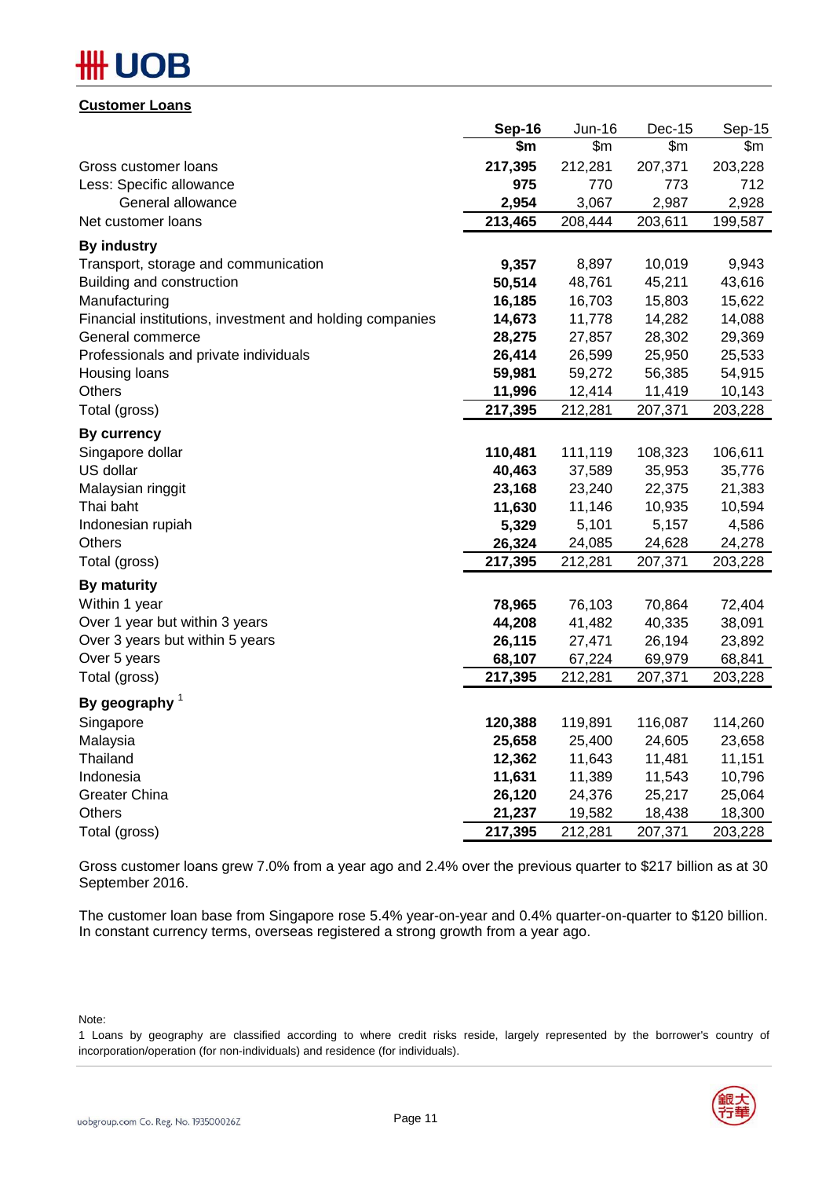## Customer Loans

| | Sep-16 | Jun-16 | Dec-15 | Sep-15 |
|---|---|---|---|---|
| | $m | $m | $m | $m |
| Gross customer loans | **217,395** | 212,281 | 207,371 | 203,228 |
| Less: Specific allowance | **975** | 770 | 773 | 712 |
| General allowance | **2,954** | 3,067 | 2,987 | 2,928 |
| Net customer loans | **213,465** | 208,444 | 203,611 | 199,587 |
| **By industry** | | | | |
| Transport, storage and communication | **9,357** | 8,897 | 10,019 | 9,943 |
| Building and construction | **50,514** | 48,761 | 45,211 | 43,616 |
| Manufacturing | **16,185** | 16,703 | 15,803 | 15,622 |
| Financial institutions, investment and holding companies | **14,673** | 11,778 | 14,282 | 14,088 |
| General commerce | **28,275** | 27,857 | 28,302 | 29,369 |
| Professionals and private individuals | **26,414** | 26,599 | 25,950 | 25,533 |
| Housing loans | **59,981** | 59,272 | 56,385 | 54,915 |
| Others | **11,996** | 12,414 | 11,419 | 10,143 |
| Total (gross) | **217,395** | 212,281 | 207,371 | 203,228 |
| **By currency** | | | | |
| Singapore dollar | **110,481** | 111,119 | 108,323 | 106,611 |
| US dollar | **40,463** | 37,589 | 35,953 | 35,776 |
| Malaysian ringgit | **23,168** | 23,240 | 22,375 | 21,383 |
| Thai baht | **11,630** | 11,146 | 10,935 | 10,594 |
| Indonesian rupiah | **5,329** | 5,101 | 5,157 | 4,586 |
| Others | **26,324** | 24,085 | 24,628 | 24,278 |
| Total (gross) | **217,395** | 212,281 | 207,371 | 203,228 |
| **By maturity** | | | | |
| Within 1 year | **78,965** | 76,103 | 70,864 | 72,404 |
| Over 1 year but within 3 years | **44,208** | 41,482 | 40,335 | 38,091 |
| Over 3 years but within 5 years | **26,115** | 27,471 | 26,194 | 23,892 |
| Over 5 years | **68,107** | 67,224 | 69,979 | 68,841 |
| Total (gross) | **217,395** | 212,281 | 207,371 | 203,228 |
| **By geography** [1] | | | | |
| Singapore | **120,388** | 119,891 | 116,087 | 114,260 |
| Malaysia | **25,658** | 25,400 | 24,605 | 23,658 |
| Thailand | **12,362** | 11,643 | 11,481 | 11,151 |
| Indonesia | **11,631** | 11,389 | 11,543 | 10,796 |
| Greater China | **26,120** | 24,376 | 25,217 | 25,064 |
| Others | **21,237** | 19,582 | 18,438 | 18,300 |
| Total (gross) | **217,395** | 212,281 | 207,371 | 203,228 |

Gross customer loans grew 7.0% from a year ago and 2.4% over the previous quarter to $217 billion as at 30 September 2016.

The customer loan base from Singapore rose 5.4% year-on-year and 0.4% quarter-on-quarter to $120 billion. In constant currency terms, overseas registered a strong growth from a year ago.

Note:

1 Loans by geography are classified according to where credit risks reside, largely represented by the borrower's country of incorporation/operation (for non-individuals) and residence (for individuals).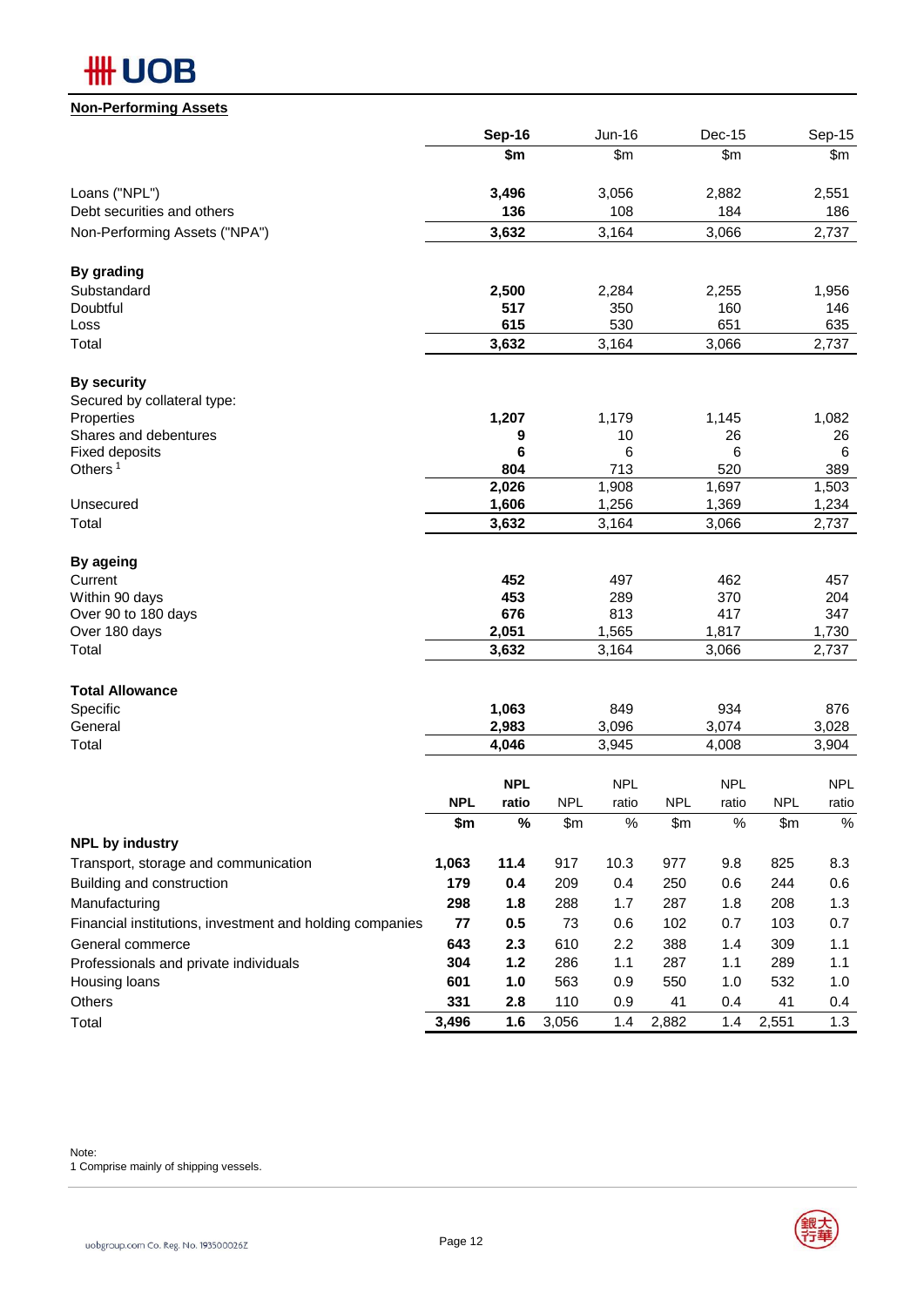## Non-Performing Assets

| | Sep-16 | Jun-16 | Dec-15 | Sep-15 |
|---|---|---|---|---|
| | $m | $m | $m | $m |
| Loans ("NPL") | **3,496** | 3,056 | 2,882 | 2,551 |
| Debt securities and others | **136** | 108 | 184 | 186 |
| Non-Performing Assets ("NPA") | **3,632** | 3,164 | 3,066 | 2,737 |
| **By grading** | | | | |
| Substandard | **2,500** | 2,284 | 2,255 | 1,956 |
| Doubtful | **517** | 350 | 160 | 146 |
| Loss | **615** | 530 | 651 | 635 |
| Total | **3,632** | 3,164 | 3,066 | 2,737 |
| **By security** | | | | |
| Secured by collateral type: | | | | |
| Properties | **1,207** | 1,179 | 1,145 | 1,082 |
| Shares and debentures | **9** | 10 | 26 | 26 |
| Fixed deposits | **6** | 6 | 6 | 6 |
| Others [1] | **804** | 713 | 520 | 389 |
| | **2,026** | 1,908 | 1,697 | 1,503 |
| Unsecured | **1,606** | 1,256 | 1,369 | 1,234 |
| Total | **3,632** | 3,164 | 3,066 | 2,737 |
| **By ageing** | | | | |
| Current | **452** | 497 | 462 | 457 |
| Within 90 days | **453** | 289 | 370 | 204 |
| Over 90 to 180 days | **676** | 813 | 417 | 347 |
| Over 180 days | **2,051** | 1,565 | 1,817 | 1,730 |
| Total | **3,632** | 3,164 | 3,066 | 2,737 |
| **Total Allowance** | | | | |
| Specific | **1,063** | 849 | 934 | 876 |
| General | **2,983** | 3,096 | 3,074 | 3,028 |
| Total | **4,046** | 3,945 | 4,008 | 3,904 |

| | Sep-16 | | Jun-16 | | Dec-15 | | Sep-15 | |
|---|---|---|---|---|---|---|---|---|
| | **NPL** | **NPL ratio** | NPL | NPL ratio | NPL | NPL ratio | NPL | NPL ratio |
| | **$m** | **%** | $m | % | $m | % | $m | % |
| **NPL by industry** | | | | | | | | |
| Transport, storage and communication | **1,063** | **11.4** | 917 | 10.3 | 977 | 9.8 | 825 | 8.3 |
| Building and construction | **179** | **0.4** | 209 | 0.4 | 250 | 0.6 | 244 | 0.6 |
| Manufacturing | **298** | **1.8** | 288 | 1.7 | 287 | 1.8 | 208 | 1.3 |
| Financial institutions, investment and holding companies | **77** | **0.5** | 73 | 0.6 | 102 | 0.7 | 103 | 0.7 |
| General commerce | **643** | **2.3** | 610 | 2.2 | 388 | 1.4 | 309 | 1.1 |
| Professionals and private individuals | **304** | **1.2** | 286 | 1.1 | 287 | 1.1 | 289 | 1.1 |
| Housing loans | **601** | **1.0** | 563 | 0.9 | 550 | 1.0 | 532 | 1.0 |
| Others | **331** | **2.8** | 110 | 0.9 | 41 | 0.4 | 41 | 0.4 |
| Total | **3,496** | **1.6** | 3,056 | 1.4 | 2,882 | 1.4 | 2,551 | 1.3 |

Note:
1 Comprise mainly of shipping vessels.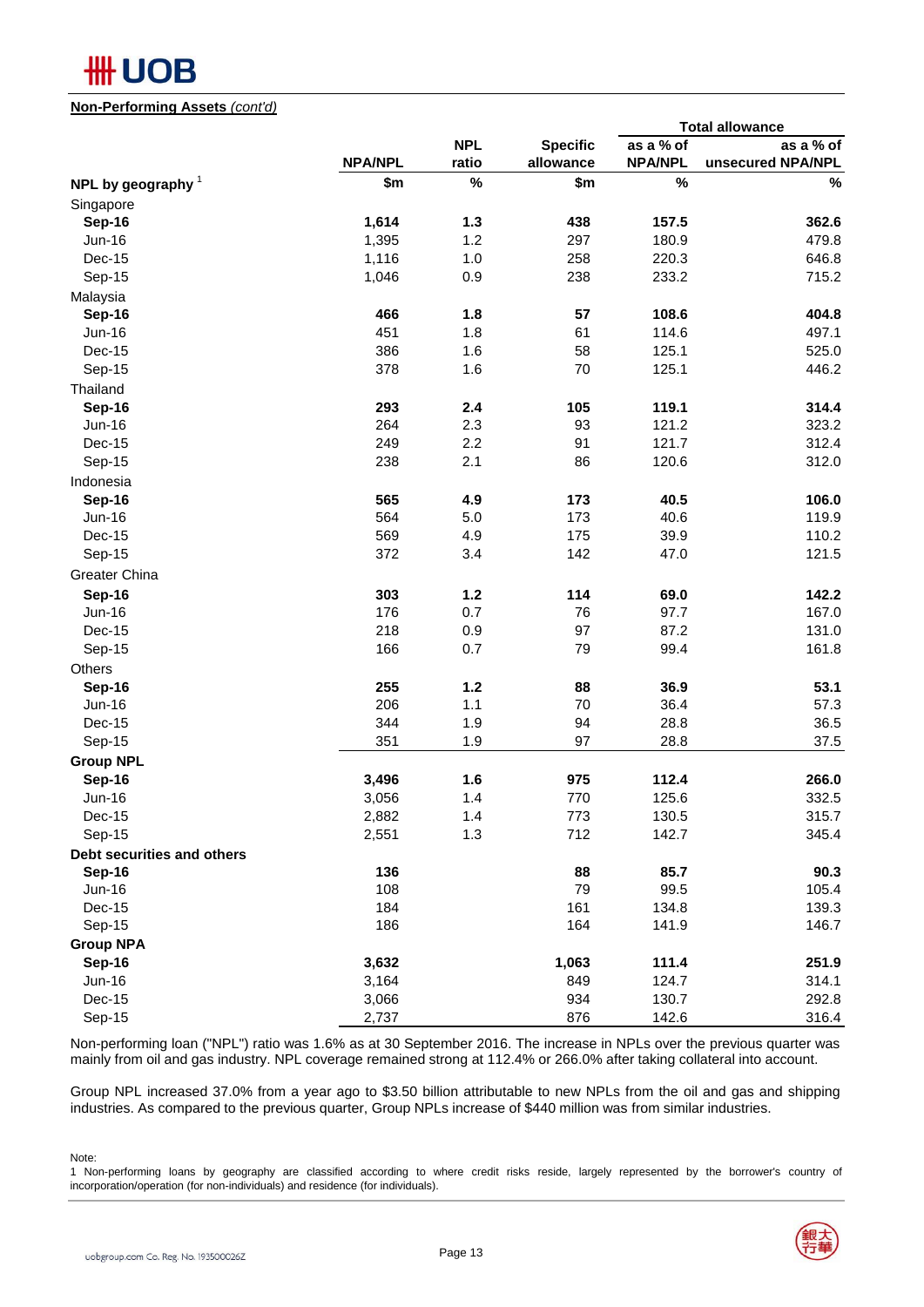**Non-Performing Assets** *(cont'd)*

| | NPA/NPL | NPL ratio | Specific allowance | Total allowance as a % of NPA/NPL | Total allowance as a % of unsecured NPA/NPL |
|---|---|---|---|---|---|
| **NPL by geography** [1] | **$m** | **%** | **$m** | **%** | **%** |
| Singapore | | | | | |
| **Sep-16** | **1,614** | **1.3** | **438** | **157.5** | **362.6** |
| Jun-16 | 1,395 | 1.2 | 297 | 180.9 | 479.8 |
| Dec-15 | 1,116 | 1.0 | 258 | 220.3 | 646.8 |
| Sep-15 | 1,046 | 0.9 | 238 | 233.2 | 715.2 |
| Malaysia | | | | | |
| **Sep-16** | **466** | **1.8** | **57** | **108.6** | **404.8** |
| Jun-16 | 451 | 1.8 | 61 | 114.6 | 497.1 |
| Dec-15 | 386 | 1.6 | 58 | 125.1 | 525.0 |
| Sep-15 | 378 | 1.6 | 70 | 125.1 | 446.2 |
| Thailand | | | | | |
| **Sep-16** | **293** | **2.4** | **105** | **119.1** | **314.4** |
| Jun-16 | 264 | 2.3 | 93 | 121.2 | 323.2 |
| Dec-15 | 249 | 2.2 | 91 | 121.7 | 312.4 |
| Sep-15 | 238 | 2.1 | 86 | 120.6 | 312.0 |
| Indonesia | | | | | |
| **Sep-16** | **565** | **4.9** | **173** | **40.5** | **106.0** |
| Jun-16 | 564 | 5.0 | 173 | 40.6 | 119.9 |
| Dec-15 | 569 | 4.9 | 175 | 39.9 | 110.2 |
| Sep-15 | 372 | 3.4 | 142 | 47.0 | 121.5 |
| Greater China | | | | | |
| **Sep-16** | **303** | **1.2** | **114** | **69.0** | **142.2** |
| Jun-16 | 176 | 0.7 | 76 | 97.7 | 167.0 |
| Dec-15 | 218 | 0.9 | 97 | 87.2 | 131.0 |
| Sep-15 | 166 | 0.7 | 79 | 99.4 | 161.8 |
| Others | | | | | |
| **Sep-16** | **255** | **1.2** | **88** | **36.9** | **53.1** |
| Jun-16 | 206 | 1.1 | 70 | 36.4 | 57.3 |
| Dec-15 | 344 | 1.9 | 94 | 28.8 | 36.5 |
| Sep-15 | 351 | 1.9 | 97 | 28.8 | 37.5 |
| **Group NPL** | | | | | |
| **Sep-16** | **3,496** | **1.6** | **975** | **112.4** | **266.0** |
| Jun-16 | 3,056 | 1.4 | 770 | 125.6 | 332.5 |
| Dec-15 | 2,882 | 1.4 | 773 | 130.5 | 315.7 |
| Sep-15 | 2,551 | 1.3 | 712 | 142.7 | 345.4 |
| **Debt securities and others** | | | | | |
| **Sep-16** | **136** | | **88** | **85.7** | **90.3** |
| Jun-16 | 108 | | 79 | 99.5 | 105.4 |
| Dec-15 | 184 | | 161 | 134.8 | 139.3 |
| Sep-15 | 186 | | 164 | 141.9 | 146.7 |
| **Group NPA** | | | | | |
| **Sep-16** | **3,632** | | **1,063** | **111.4** | **251.9** |
| Jun-16 | 3,164 | | 849 | 124.7 | 314.1 |
| Dec-15 | 3,066 | | 934 | 130.7 | 292.8 |
| Sep-15 | 2,737 | | 876 | 142.6 | 316.4 |

Non-performing loan ("NPL") ratio was 1.6% as at 30 September 2016. The increase in NPLs over the previous quarter was mainly from oil and gas industry. NPL coverage remained strong at 112.4% or 266.0% after taking collateral into account.

Group NPL increased 37.0% from a year ago to $3.50 billion attributable to new NPLs from the oil and gas and shipping industries. As compared to the previous quarter, Group NPLs increase of $440 million was from similar industries.

Note:
1 Non-performing loans by geography are classified according to where credit risks reside, largely represented by the borrower's country of incorporation/operation (for non-individuals) and residence (for individuals).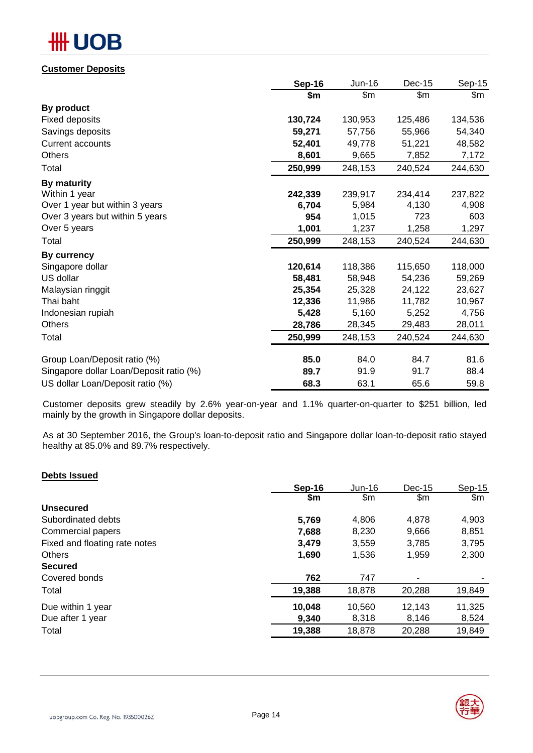## Customer Deposits

| | **Sep-16** | Jun-16 | Dec-15 | Sep-15 |
|---|---|---|---|---|
| | **$m** | $m | $m | $m |
| **By product** | | | | |
| Fixed deposits | **130,724** | 130,953 | 125,486 | 134,536 |
| Savings deposits | **59,271** | 57,756 | 55,966 | 54,340 |
| Current accounts | **52,401** | 49,778 | 51,221 | 48,582 |
| Others | **8,601** | 9,665 | 7,852 | 7,172 |
| Total | **250,999** | 248,153 | 240,524 | 244,630 |
| **By maturity** | | | | |
| Within 1 year | **242,339** | 239,917 | 234,414 | 237,822 |
| Over 1 year but within 3 years | **6,704** | 5,984 | 4,130 | 4,908 |
| Over 3 years but within 5 years | **954** | 1,015 | 723 | 603 |
| Over 5 years | **1,001** | 1,237 | 1,258 | 1,297 |
| Total | **250,999** | 248,153 | 240,524 | 244,630 |
| **By currency** | | | | |
| Singapore dollar | **120,614** | 118,386 | 115,650 | 118,000 |
| US dollar | **58,481** | 58,948 | 54,236 | 59,269 |
| Malaysian ringgit | **25,354** | 25,328 | 24,122 | 23,627 |
| Thai baht | **12,336** | 11,986 | 11,782 | 10,967 |
| Indonesian rupiah | **5,428** | 5,160 | 5,252 | 4,756 |
| Others | **28,786** | 28,345 | 29,483 | 28,011 |
| Total | **250,999** | 248,153 | 240,524 | 244,630 |
| Group Loan/Deposit ratio (%) | **85.0** | 84.0 | 84.7 | 81.6 |
| Singapore dollar Loan/Deposit ratio (%) | **89.7** | 91.9 | 91.7 | 88.4 |
| US dollar Loan/Deposit ratio (%) | **68.3** | 63.1 | 65.6 | 59.8 |

Customer deposits grew steadily by 2.6% year-on-year and 1.1% quarter-on-quarter to $251 billion, led mainly by the growth in Singapore dollar deposits.

As at 30 September 2016, the Group's loan-to-deposit ratio and Singapore dollar loan-to-deposit ratio stayed healthy at 85.0% and 89.7% respectively.

## Debts Issued

| | **Sep-16** | Jun-16 | Dec-15 | Sep-15 |
|---|---|---|---|---|
| | **$m** | $m | $m | $m |
| **Unsecured** | | | | |
| Subordinated debts | **5,769** | 4,806 | 4,878 | 4,903 |
| Commercial papers | **7,688** | 8,230 | 9,666 | 8,851 |
| Fixed and floating rate notes | **3,479** | 3,559 | 3,785 | 3,795 |
| Others | **1,690** | 1,536 | 1,959 | 2,300 |
| **Secured** | | | | |
| Covered bonds | **762** | 747 | - | - |
| Total | **19,388** | 18,878 | 20,288 | 19,849 |
| Due within 1 year | **10,048** | 10,560 | 12,143 | 11,325 |
| Due after 1 year | **9,340** | 8,318 | 8,146 | 8,524 |
| Total | **19,388** | 18,878 | 20,288 | 19,849 |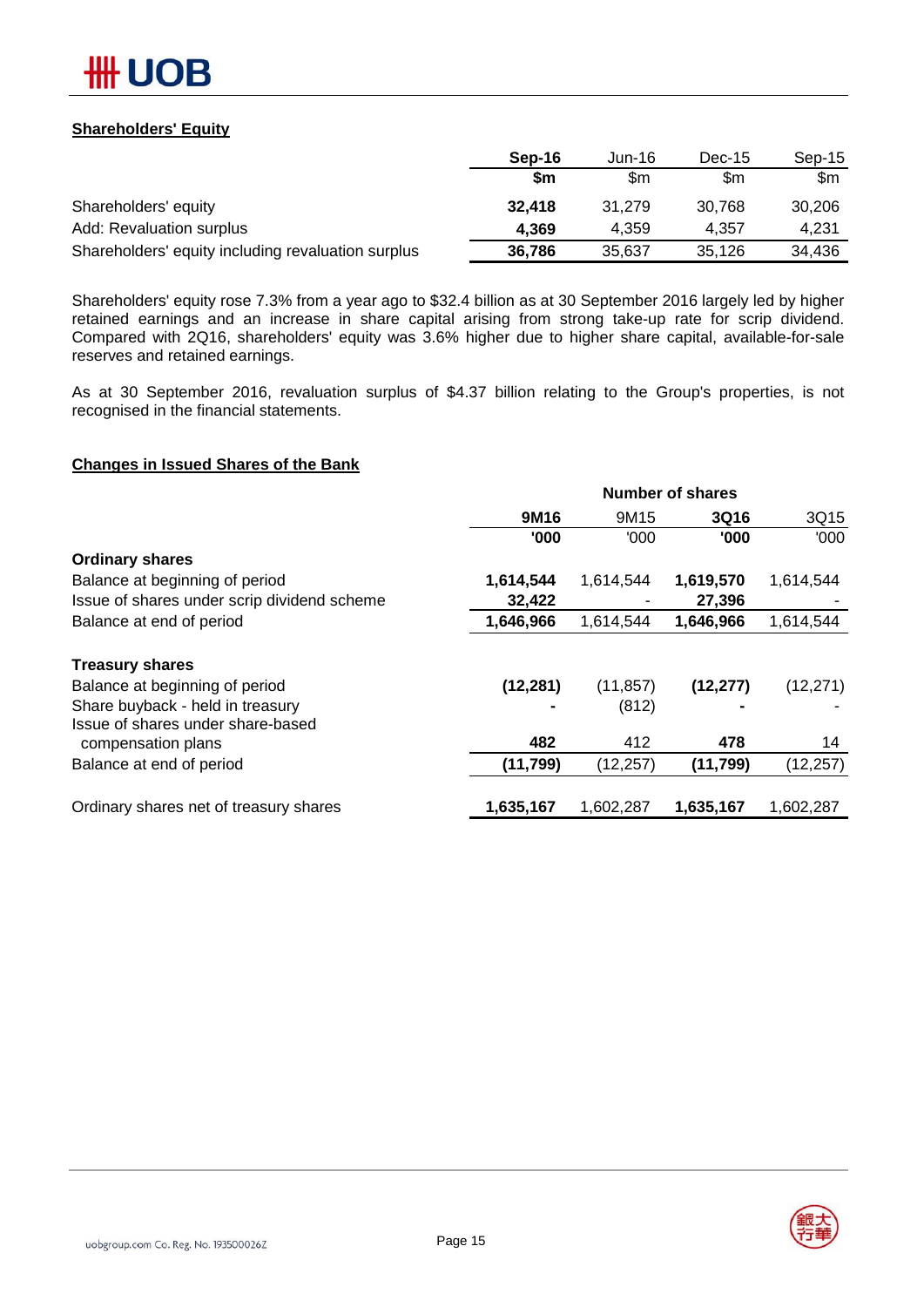## Shareholders' Equity

| | Sep-16 | Jun-16 | Dec-15 | Sep-15 |
|---|---|---|---|---|
| | $m | $m | $m | $m |
| Shareholders' equity | **32,418** | 31,279 | 30,768 | 30,206 |
| Add: Revaluation surplus | **4,369** | 4,359 | 4,357 | 4,231 |
| Shareholders' equity including revaluation surplus | **36,786** | 35,637 | 35,126 | 34,436 |

Shareholders' equity rose 7.3% from a year ago to $32.4 billion as at 30 September 2016 largely led by higher retained earnings and an increase in share capital arising from strong take-up rate for scrip dividend. Compared with 2Q16, shareholders' equity was 3.6% higher due to higher share capital, available-for-sale reserves and retained earnings.

As at 30 September 2016, revaluation surplus of $4.37 billion relating to the Group's properties, is not recognised in the financial statements.

## Changes in Issued Shares of the Bank

| | Number of shares | | | |
|---|---|---|---|---|
| | 9M16 | 9M15 | 3Q16 | 3Q15 |
| | '000 | '000 | '000 | '000 |
| **Ordinary shares** | | | | |
| Balance at beginning of period | **1,614,544** | 1,614,544 | **1,619,570** | 1,614,544 |
| Issue of shares under scrip dividend scheme | **32,422** | - | **27,396** | - |
| Balance at end of period | **1,646,966** | 1,614,544 | **1,646,966** | 1,614,544 |
| **Treasury shares** | | | | |
| Balance at beginning of period | **(12,281)** | (11,857) | **(12,277)** | (12,271) |
| Share buyback - held in treasury | **-** | (812) | **-** | - |
| Issue of shares under share-based compensation plans | **482** | 412 | **478** | 14 |
| Balance at end of period | **(11,799)** | (12,257) | **(11,799)** | (12,257) |
| Ordinary shares net of treasury shares | **1,635,167** | 1,602,287 | **1,635,167** | 1,602,287 |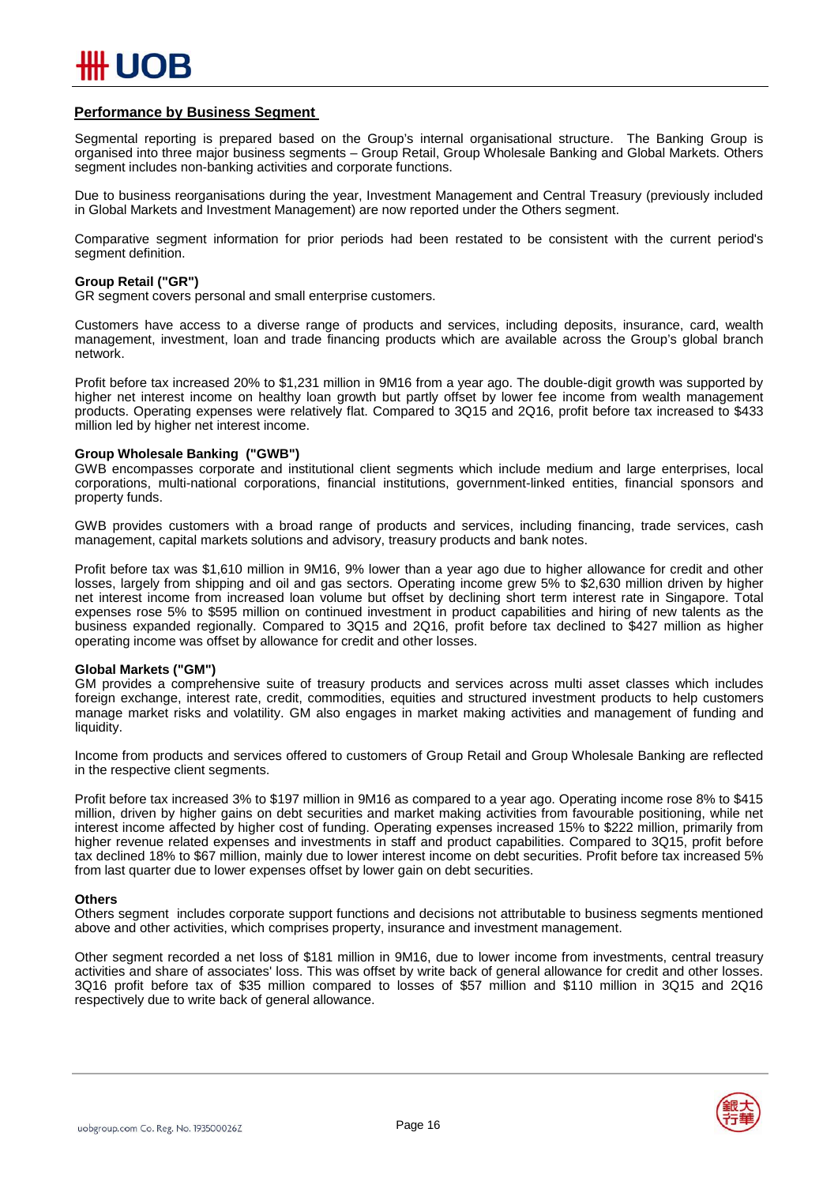## Performance by Business Segment

Segmental reporting is prepared based on the Group's internal organisational structure. The Banking Group is organised into three major business segments – Group Retail, Group Wholesale Banking and Global Markets. Others segment includes non-banking activities and corporate functions.

Due to business reorganisations during the year, Investment Management and Central Treasury (previously included in Global Markets and Investment Management) are now reported under the Others segment.

Comparative segment information for prior periods had been restated to be consistent with the current period's segment definition.

### Group Retail ("GR")

GR segment covers personal and small enterprise customers.

Customers have access to a diverse range of products and services, including deposits, insurance, card, wealth management, investment, loan and trade financing products which are available across the Group's global branch network.

Profit before tax increased 20% to $1,231 million in 9M16 from a year ago. The double-digit growth was supported by higher net interest income on healthy loan growth but partly offset by lower fee income from wealth management products. Operating expenses were relatively flat. Compared to 3Q15 and 2Q16, profit before tax increased to $433 million led by higher net interest income.

### Group Wholesale Banking ("GWB")

GWB encompasses corporate and institutional client segments which include medium and large enterprises, local corporations, multi-national corporations, financial institutions, government-linked entities, financial sponsors and property funds.

GWB provides customers with a broad range of products and services, including financing, trade services, cash management, capital markets solutions and advisory, treasury products and bank notes.

Profit before tax was $1,610 million in 9M16, 9% lower than a year ago due to higher allowance for credit and other losses, largely from shipping and oil and gas sectors. Operating income grew 5% to $2,630 million driven by higher net interest income from increased loan volume but offset by declining short term interest rate in Singapore. Total expenses rose 5% to $595 million on continued investment in product capabilities and hiring of new talents as the business expanded regionally. Compared to 3Q15 and 2Q16, profit before tax declined to $427 million as higher operating income was offset by allowance for credit and other losses.

### Global Markets ("GM")

GM provides a comprehensive suite of treasury products and services across multi asset classes which includes foreign exchange, interest rate, credit, commodities, equities and structured investment products to help customers manage market risks and volatility. GM also engages in market making activities and management of funding and liquidity.

Income from products and services offered to customers of Group Retail and Group Wholesale Banking are reflected in the respective client segments.

Profit before tax increased 3% to $197 million in 9M16 as compared to a year ago. Operating income rose 8% to $415 million, driven by higher gains on debt securities and market making activities from favourable positioning, while net interest income affected by higher cost of funding. Operating expenses increased 15% to $222 million, primarily from higher revenue related expenses and investments in staff and product capabilities. Compared to 3Q15, profit before tax declined 18% to $67 million, mainly due to lower interest income on debt securities. Profit before tax increased 5% from last quarter due to lower expenses offset by lower gain on debt securities.

### Others

Others segment includes corporate support functions and decisions not attributable to business segments mentioned above and other activities, which comprises property, insurance and investment management.

Other segment recorded a net loss of $181 million in 9M16, due to lower income from investments, central treasury activities and share of associates' loss. This was offset by write back of general allowance for credit and other losses. 3Q16 profit before tax of $35 million compared to losses of $57 million and $110 million in 3Q15 and 2Q16 respectively due to write back of general allowance.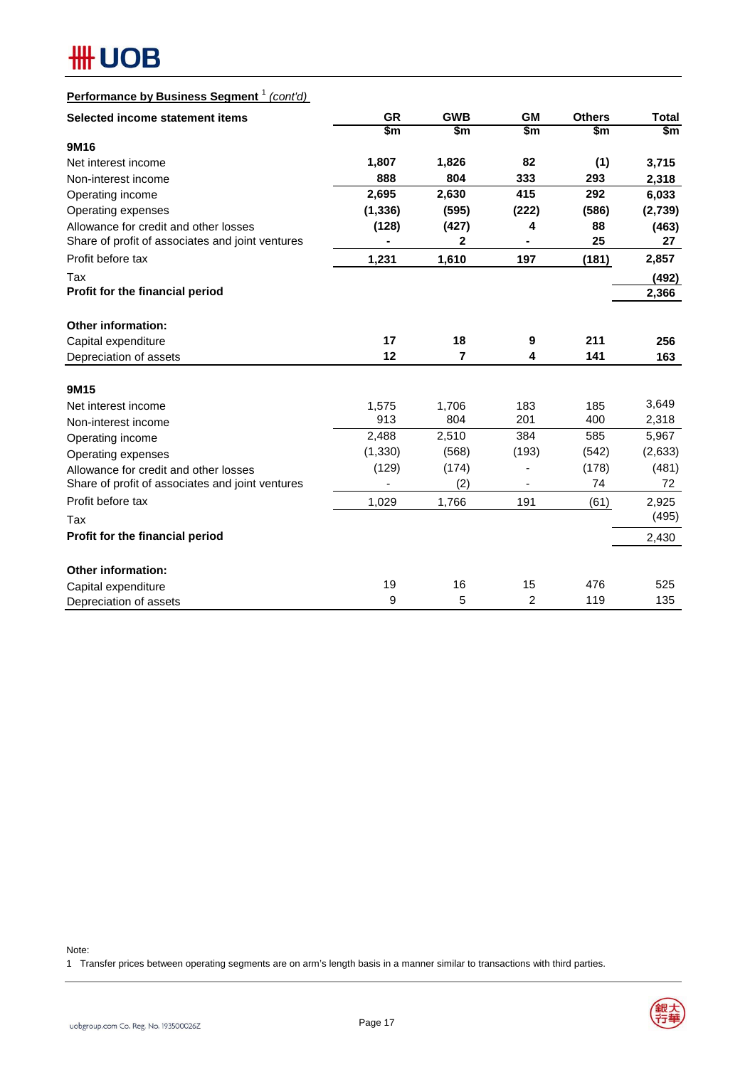**Performance by Business Segment [1] *(cont'd)***

| Selected income statement items | GR | GWB | GM | Others | Total |
|---|---|---|---|---|---|
| | $m | $m | $m | $m | $m |
| **9M16** | | | | | |
| Net interest income | **1,807** | **1,826** | **82** | **(1)** | **3,715** |
| Non-interest income | **888** | **804** | **333** | **293** | **2,318** |
| Operating income | **2,695** | **2,630** | **415** | **292** | **6,033** |
| Operating expenses | **(1,336)** | **(595)** | **(222)** | **(586)** | **(2,739)** |
| Allowance for credit and other losses | **(128)** | **(427)** | **4** | **88** | **(463)** |
| Share of profit of associates and joint ventures | **-** | **2** | **-** | **25** | **27** |
| Profit before tax | **1,231** | **1,610** | **197** | **(181)** | **2,857** |
| Tax | | | | | **(492)** |
| **Profit for the financial period** | | | | | **2,366** |
| | | | | | |
| **Other information:** | | | | | |
| Capital expenditure | **17** | **18** | **9** | **211** | **256** |
| Depreciation of assets | **12** | **7** | **4** | **141** | **163** |
| | | | | | |
| **9M15** | | | | | |
| Net interest income | 1,575 | 1,706 | 183 | 185 | 3,649 |
| Non-interest income | 913 | 804 | 201 | 400 | 2,318 |
| Operating income | 2,488 | 2,510 | 384 | 585 | 5,967 |
| Operating expenses | (1,330) | (568) | (193) | (542) | (2,633) |
| Allowance for credit and other losses | (129) | (174) | - | (178) | (481) |
| Share of profit of associates and joint ventures | - | (2) | - | 74 | 72 |
| Profit before tax | 1,029 | 1,766 | 191 | (61) | 2,925 |
| Tax | | | | | (495) |
| **Profit for the financial period** | | | | | 2,430 |
| | | | | | |
| **Other information:** | | | | | |
| Capital expenditure | 19 | 16 | 15 | 476 | 525 |
| Depreciation of assets | 9 | 5 | 2 | 119 | 135 |

Note:

1 Transfer prices between operating segments are on arm's length basis in a manner similar to transactions with third parties.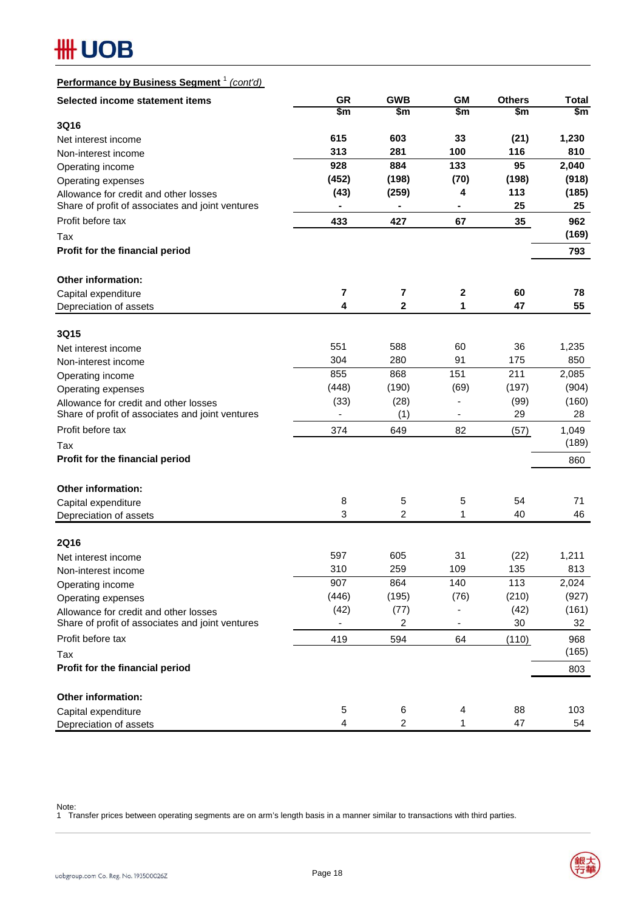**Performance by Business Segment [1] *(cont'd)***

| Selected income statement items | GR | GWB | GM | Others | Total |
|---|---|---|---|---|---|
| | $m | $m | $m | $m | $m |
| **3Q16** | | | | | |
| Net interest income | **615** | **603** | **33** | **(21)** | **1,230** |
| Non-interest income | **313** | **281** | **100** | **116** | **810** |
| Operating income | **928** | **884** | **133** | **95** | **2,040** |
| Operating expenses | **(452)** | **(198)** | **(70)** | **(198)** | **(918)** |
| Allowance for credit and other losses | **(43)** | **(259)** | **4** | **113** | **(185)** |
| Share of profit of associates and joint ventures | **-** | **-** | **-** | **25** | **25** |
| Profit before tax | **433** | **427** | **67** | **35** | **962** |
| Tax | | | | | **(169)** |
| **Profit for the financial period** | | | | | **793** |
| | | | | | |
| **Other information:** | | | | | |
| Capital expenditure | **7** | **7** | **2** | **60** | **78** |
| Depreciation of assets | **4** | **2** | **1** | **47** | **55** |
| | | | | | |
| **3Q15** | | | | | |
| Net interest income | 551 | 588 | 60 | 36 | 1,235 |
| Non-interest income | 304 | 280 | 91 | 175 | 850 |
| Operating income | 855 | 868 | 151 | 211 | 2,085 |
| Operating expenses | (448) | (190) | (69) | (197) | (904) |
| Allowance for credit and other losses | (33) | (28) | - | (99) | (160) |
| Share of profit of associates and joint ventures | - | (1) | - | 29 | 28 |
| Profit before tax | 374 | 649 | 82 | (57) | 1,049 |
| Tax | | | | | (189) |
| **Profit for the financial period** | | | | | 860 |
| | | | | | |
| **Other information:** | | | | | |
| Capital expenditure | 8 | 5 | 5 | 54 | 71 |
| Depreciation of assets | 3 | 2 | 1 | 40 | 46 |
| | | | | | |
| **2Q16** | | | | | |
| Net interest income | 597 | 605 | 31 | (22) | 1,211 |
| Non-interest income | 310 | 259 | 109 | 135 | 813 |
| Operating income | 907 | 864 | 140 | 113 | 2,024 |
| Operating expenses | (446) | (195) | (76) | (210) | (927) |
| Allowance for credit and other losses | (42) | (77) | - | (42) | (161) |
| Share of profit of associates and joint ventures | - | 2 | - | 30 | 32 |
| Profit before tax | 419 | 594 | 64 | (110) | 968 |
| Tax | | | | | (165) |
| **Profit for the financial period** | | | | | 803 |
| | | | | | |
| **Other information:** | | | | | |
| Capital expenditure | 5 | 6 | 4 | 88 | 103 |
| Depreciation of assets | 4 | 2 | 1 | 47 | 54 |

Note:
1 Transfer prices between operating segments are on arm's length basis in a manner similar to transactions with third parties.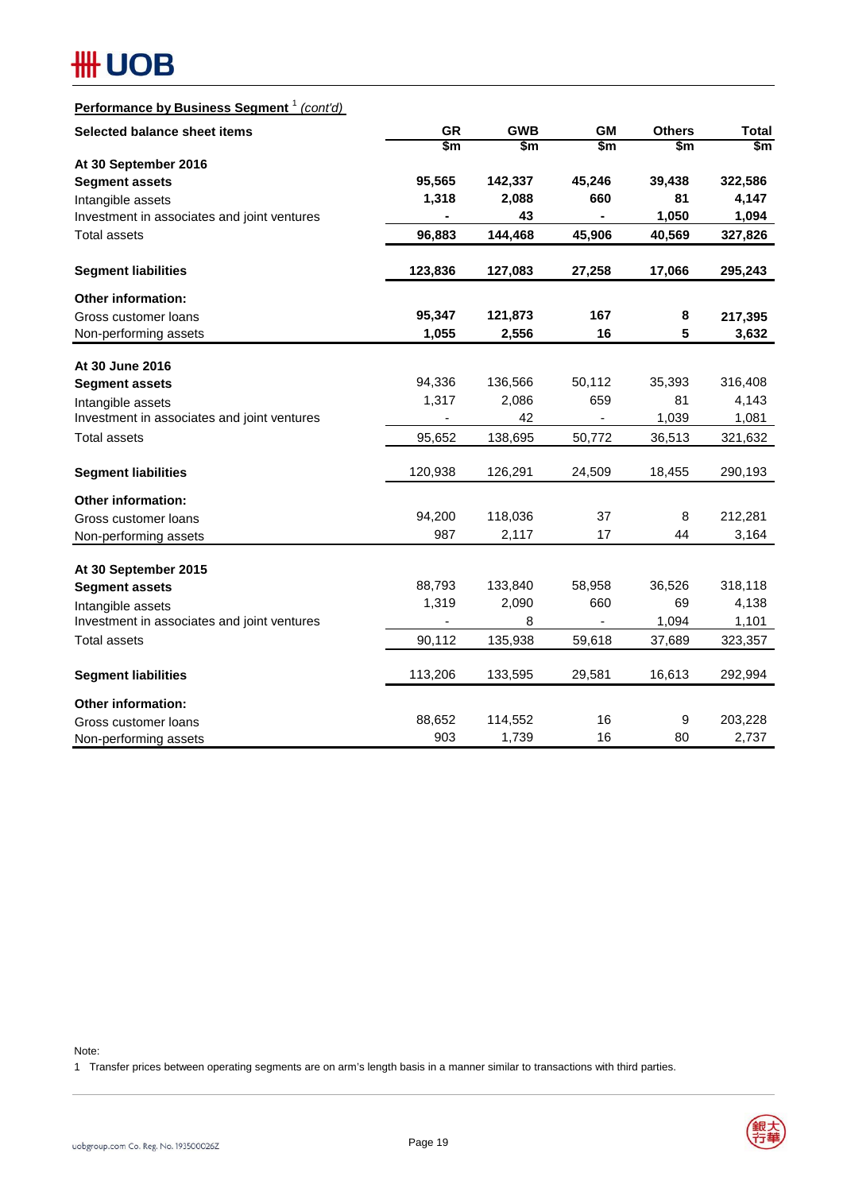**Performance by Business Segment** [1] *(cont'd)*

| Selected balance sheet items | GR | GWB | GM | Others | Total |
|---|---|---|---|---|---|
| | $m | $m | $m | $m | $m |
| **At 30 September 2016** | | | | | |
| **Segment assets** | **95,565** | **142,337** | **45,246** | **39,438** | **322,586** |
| Intangible assets | **1,318** | **2,088** | **660** | **81** | **4,147** |
| Investment in associates and joint ventures | **-** | **43** | **-** | **1,050** | **1,094** |
| Total assets | **96,883** | **144,468** | **45,906** | **40,569** | **327,826** |
| **Segment liabilities** | **123,836** | **127,083** | **27,258** | **17,066** | **295,243** |
| **Other information:** | | | | | |
| Gross customer loans | **95,347** | **121,873** | **167** | **8** | **217,395** |
| Non-performing assets | **1,055** | **2,556** | **16** | **5** | **3,632** |
| **At 30 June 2016** | | | | | |
| **Segment assets** | 94,336 | 136,566 | 50,112 | 35,393 | 316,408 |
| Intangible assets | 1,317 | 2,086 | 659 | 81 | 4,143 |
| Investment in associates and joint ventures | - | 42 | - | 1,039 | 1,081 |
| Total assets | 95,652 | 138,695 | 50,772 | 36,513 | 321,632 |
| **Segment liabilities** | 120,938 | 126,291 | 24,509 | 18,455 | 290,193 |
| **Other information:** | | | | | |
| Gross customer loans | 94,200 | 118,036 | 37 | 8 | 212,281 |
| Non-performing assets | 987 | 2,117 | 17 | 44 | 3,164 |
| **At 30 September 2015** | | | | | |
| **Segment assets** | 88,793 | 133,840 | 58,958 | 36,526 | 318,118 |
| Intangible assets | 1,319 | 2,090 | 660 | 69 | 4,138 |
| Investment in associates and joint ventures | - | 8 | - | 1,094 | 1,101 |
| Total assets | 90,112 | 135,938 | 59,618 | 37,689 | 323,357 |
| **Segment liabilities** | 113,206 | 133,595 | 29,581 | 16,613 | 292,994 |
| **Other information:** | | | | | |
| Gross customer loans | 88,652 | 114,552 | 16 | 9 | 203,228 |
| Non-performing assets | 903 | 1,739 | 16 | 80 | 2,737 |

Note:

1 Transfer prices between operating segments are on arm's length basis in a manner similar to transactions with third parties.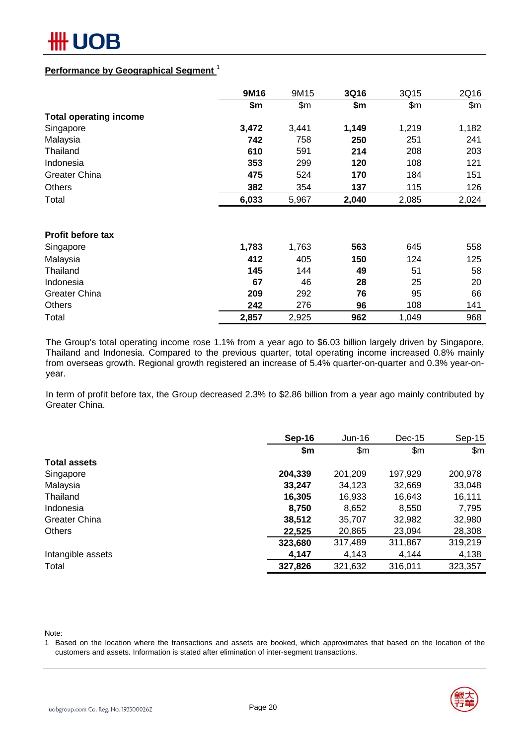## Performance by Geographical Segment [1]

| | 9M16 | 9M15 | 3Q16 | 3Q15 | 2Q16 |
|---|---|---|---|---|---|
| | $m | $m | $m | $m | $m |
| **Total operating income** | | | | | |
| Singapore | **3,472** | 3,441 | **1,149** | 1,219 | 1,182 |
| Malaysia | **742** | 758 | **250** | 251 | 241 |
| Thailand | **610** | 591 | **214** | 208 | 203 |
| Indonesia | **353** | 299 | **120** | 108 | 121 |
| Greater China | **475** | 524 | **170** | 184 | 151 |
| Others | **382** | 354 | **137** | 115 | 126 |
| Total | **6,033** | 5,967 | **2,040** | 2,085 | 2,024 |
| | | | | | |
| **Profit before tax** | | | | | |
| Singapore | **1,783** | 1,763 | **563** | 645 | 558 |
| Malaysia | **412** | 405 | **150** | 124 | 125 |
| Thailand | **145** | 144 | **49** | 51 | 58 |
| Indonesia | **67** | 46 | **28** | 25 | 20 |
| Greater China | **209** | 292 | **76** | 95 | 66 |
| Others | **242** | 276 | **96** | 108 | 141 |
| Total | **2,857** | 2,925 | **962** | 1,049 | 968 |

The Group's total operating income rose 1.1% from a year ago to $6.03 billion largely driven by Singapore, Thailand and Indonesia. Compared to the previous quarter, total operating income increased 0.8% mainly from overseas growth. Regional growth registered an increase of 5.4% quarter-on-quarter and 0.3% year-on-year.

In term of profit before tax, the Group decreased 2.3% to $2.86 billion from a year ago mainly contributed by Greater China.

| | Sep-16 | Jun-16 | Dec-15 | Sep-15 |
|---|---|---|---|---|
| | $m | $m | $m | $m |
| **Total assets** | | | | |
| Singapore | **204,339** | 201,209 | 197,929 | 200,978 |
| Malaysia | **33,247** | 34,123 | 32,669 | 33,048 |
| Thailand | **16,305** | 16,933 | 16,643 | 16,111 |
| Indonesia | **8,750** | 8,652 | 8,550 | 7,795 |
| Greater China | **38,512** | 35,707 | 32,982 | 32,980 |
| Others | **22,525** | 20,865 | 23,094 | 28,308 |
| | **323,680** | 317,489 | 311,867 | 319,219 |
| Intangible assets | **4,147** | 4,143 | 4,144 | 4,138 |
| Total | **327,826** | 321,632 | 316,011 | 323,357 |

Note:

1 Based on the location where the transactions and assets are booked, which approximates that based on the location of the customers and assets. Information is stated after elimination of inter-segment transactions.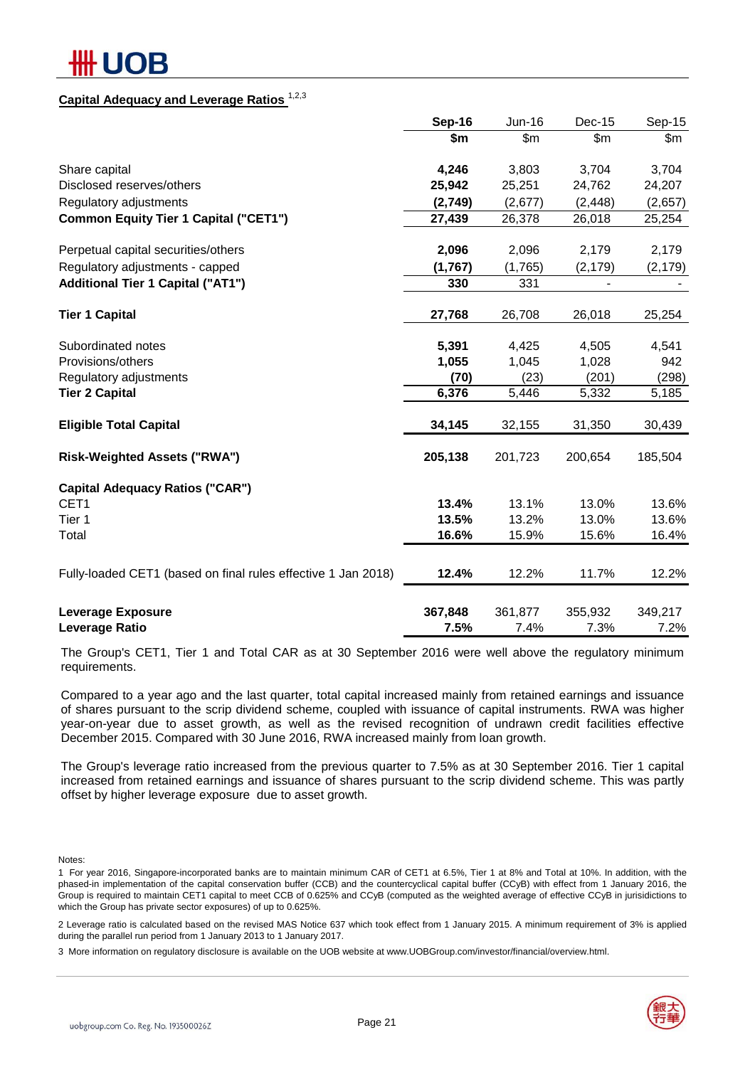## Capital Adequacy and Leverage Ratios [1,2,3]

| | Sep-16 | Jun-16 | Dec-15 | Sep-15 |
|---|---|---|---|---|
| | $m | $m | $m | $m |
| Share capital | **4,246** | 3,803 | 3,704 | 3,704 |
| Disclosed reserves/others | **25,942** | 25,251 | 24,762 | 24,207 |
| Regulatory adjustments | **(2,749)** | (2,677) | (2,448) | (2,657) |
| **Common Equity Tier 1 Capital ("CET1")** | **27,439** | 26,378 | 26,018 | 25,254 |
| | | | | |
| Perpetual capital securities/others | **2,096** | 2,096 | 2,179 | 2,179 |
| Regulatory adjustments - capped | **(1,767)** | (1,765) | (2,179) | (2,179) |
| **Additional Tier 1 Capital ("AT1")** | **330** | 331 | - | - |
| | | | | |
| **Tier 1 Capital** | **27,768** | 26,708 | 26,018 | 25,254 |
| | | | | |
| Subordinated notes | **5,391** | 4,425 | 4,505 | 4,541 |
| Provisions/others | **1,055** | 1,045 | 1,028 | 942 |
| Regulatory adjustments | **(70)** | (23) | (201) | (298) |
| **Tier 2 Capital** | **6,376** | 5,446 | 5,332 | 5,185 |
| | | | | |
| **Eligible Total Capital** | **34,145** | 32,155 | 31,350 | 30,439 |
| | | | | |
| **Risk-Weighted Assets ("RWA")** | **205,138** | 201,723 | 200,654 | 185,504 |
| | | | | |
| **Capital Adequacy Ratios ("CAR")** | | | | |
| CET1 | **13.4%** | 13.1% | 13.0% | 13.6% |
| Tier 1 | **13.5%** | 13.2% | 13.0% | 13.6% |
| Total | **16.6%** | 15.9% | 15.6% | 16.4% |
| | | | | |
| Fully-loaded CET1 (based on final rules effective 1 Jan 2018) | **12.4%** | 12.2% | 11.7% | 12.2% |
| | | | | |
| **Leverage Exposure** | **367,848** | 361,877 | 355,932 | 349,217 |
| **Leverage Ratio** | **7.5%** | 7.4% | 7.3% | 7.2% |

The Group's CET1, Tier 1 and Total CAR as at 30 September 2016 were well above the regulatory minimum requirements.

Compared to a year ago and the last quarter, total capital increased mainly from retained earnings and issuance of shares pursuant to the scrip dividend scheme, coupled with issuance of capital instruments. RWA was higher year-on-year due to asset growth, as well as the revised recognition of undrawn credit facilities effective December 2015. Compared with 30 June 2016, RWA increased mainly from loan growth.

The Group's leverage ratio increased from the previous quarter to 7.5% as at 30 September 2016. Tier 1 capital increased from retained earnings and issuance of shares pursuant to the scrip dividend scheme. This was partly offset by higher leverage exposure due to asset growth.

Notes:

1 For year 2016, Singapore-incorporated banks are to maintain minimum CAR of CET1 at 6.5%, Tier 1 at 8% and Total at 10%. In addition, with the phased-in implementation of the capital conservation buffer (CCB) and the countercyclical capital buffer (CCyB) with effect from 1 January 2016, the Group is required to maintain CET1 capital to meet CCB of 0.625% and CCyB (computed as the weighted average of effective CCyB in jurisdictions to which the Group has private sector exposures) of up to 0.625%.

2 Leverage ratio is calculated based on the revised MAS Notice 637 which took effect from 1 January 2015. A minimum requirement of 3% is applied during the parallel run period from 1 January 2013 to 1 January 2017.

3 More information on regulatory disclosure is available on the UOB website at www.UOBGroup.com/investor/financial/overview.html.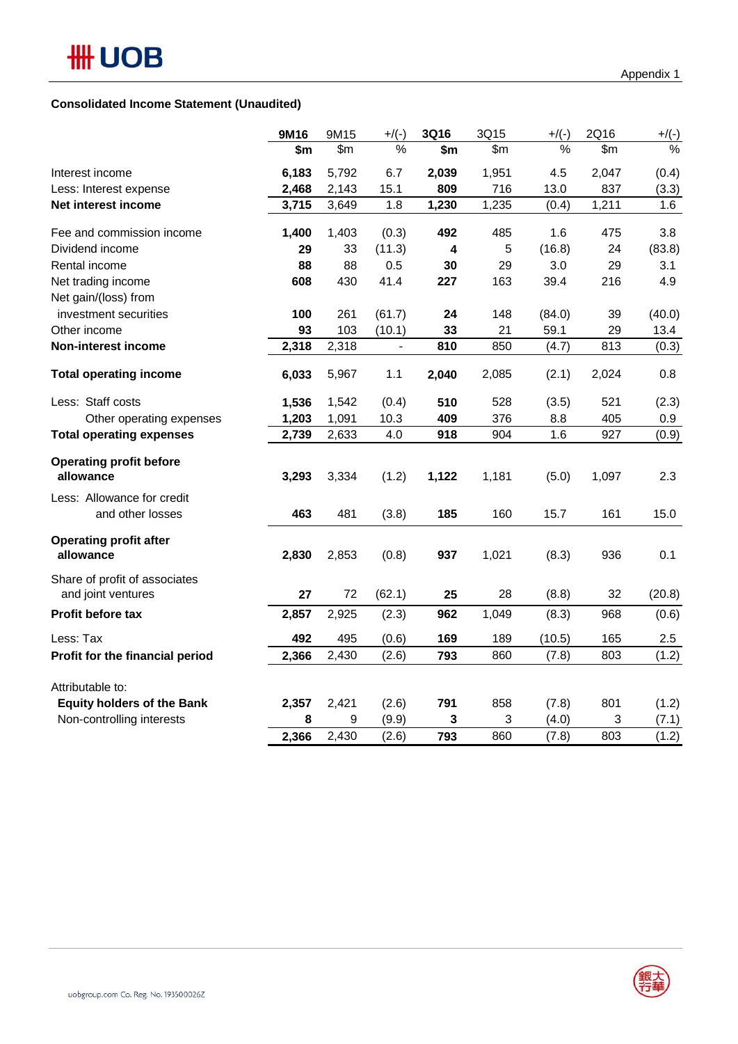Appendix 1

**Consolidated Income Statement (Unaudited)**

| | **9M16** | 9M15 | +/(-) | **3Q16** | 3Q15 | +/(-) | 2Q16 | +/(-) |
|---|---|---|---|---|---|---|---|---|
| | **$m** | $m | % | **$m** | $m | % | $m | % |
| Interest income | **6,183** | 5,792 | 6.7 | **2,039** | 1,951 | 4.5 | 2,047 | (0.4) |
| Less: Interest expense | **2,468** | 2,143 | 15.1 | **809** | 716 | 13.0 | 837 | (3.3) |
| **Net interest income** | **3,715** | 3,649 | 1.8 | **1,230** | 1,235 | (0.4) | 1,211 | 1.6 |
| Fee and commission income | **1,400** | 1,403 | (0.3) | **492** | 485 | 1.6 | 475 | 3.8 |
| Dividend income | **29** | 33 | (11.3) | **4** | 5 | (16.8) | 24 | (83.8) |
| Rental income | **88** | 88 | 0.5 | **30** | 29 | 3.0 | 29 | 3.1 |
| Net trading income | **608** | 430 | 41.4 | **227** | 163 | 39.4 | 216 | 4.9 |
| Net gain/(loss) from investment securities | **100** | 261 | (61.7) | **24** | 148 | (84.0) | 39 | (40.0) |
| Other income | **93** | 103 | (10.1) | **33** | 21 | 59.1 | 29 | 13.4 |
| **Non-interest income** | **2,318** | 2,318 | - | **810** | 850 | (4.7) | 813 | (0.3) |
| **Total operating income** | **6,033** | 5,967 | 1.1 | **2,040** | 2,085 | (2.1) | 2,024 | 0.8 |
| Less: Staff costs | **1,536** | 1,542 | (0.4) | **510** | 528 | (3.5) | 521 | (2.3) |
| Other operating expenses | **1,203** | 1,091 | 10.3 | **409** | 376 | 8.8 | 405 | 0.9 |
| **Total operating expenses** | **2,739** | 2,633 | 4.0 | **918** | 904 | 1.6 | 927 | (0.9) |
| **Operating profit before allowance** | **3,293** | 3,334 | (1.2) | **1,122** | 1,181 | (5.0) | 1,097 | 2.3 |
| Less: Allowance for credit and other losses | **463** | 481 | (3.8) | **185** | 160 | 15.7 | 161 | 15.0 |
| **Operating profit after allowance** | **2,830** | 2,853 | (0.8) | **937** | 1,021 | (8.3) | 936 | 0.1 |
| Share of profit of associates and joint ventures | **27** | 72 | (62.1) | **25** | 28 | (8.8) | 32 | (20.8) |
| **Profit before tax** | **2,857** | 2,925 | (2.3) | **962** | 1,049 | (8.3) | 968 | (0.6) |
| Less: Tax | **492** | 495 | (0.6) | **169** | 189 | (10.5) | 165 | 2.5 |
| **Profit for the financial period** | **2,366** | 2,430 | (2.6) | **793** | 860 | (7.8) | 803 | (1.2) |
| Attributable to: | | | | | | | | |
| **Equity holders of the Bank** | **2,357** | 2,421 | (2.6) | **791** | 858 | (7.8) | 801 | (1.2) |
| Non-controlling interests | **8** | 9 | (9.9) | **3** | 3 | (4.0) | 3 | (7.1) |
| | **2,366** | 2,430 | (2.6) | **793** | 860 | (7.8) | 803 | (1.2) |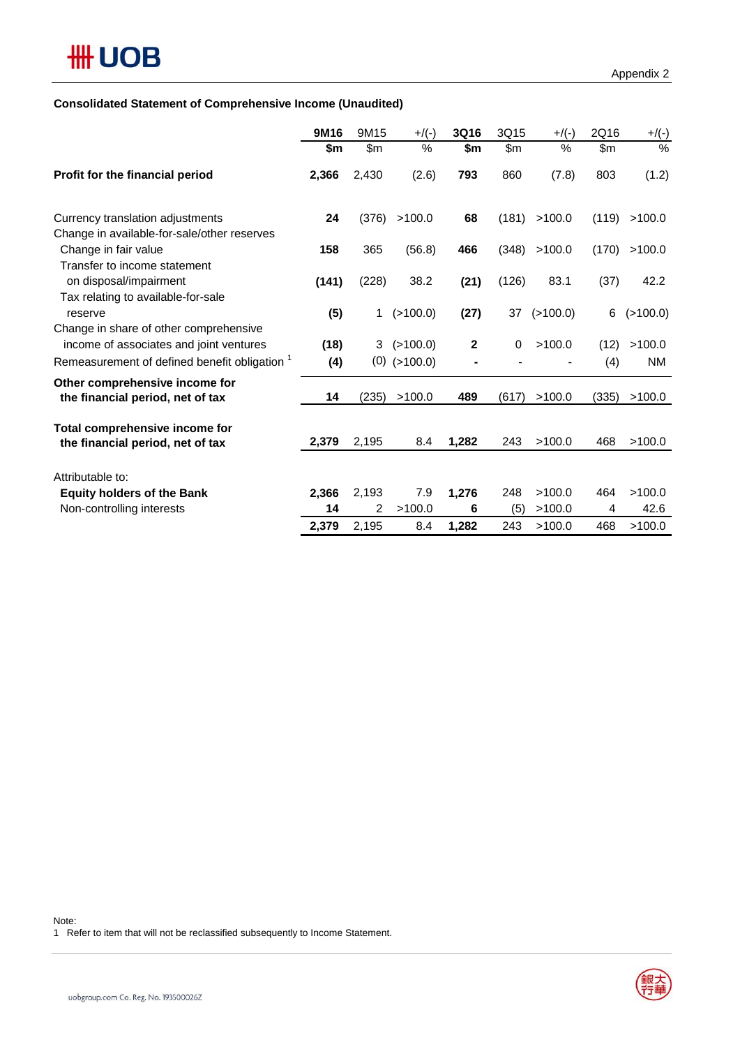Appendix 2

### Consolidated Statement of Comprehensive Income (Unaudited)

| | **9M16** | 9M15 | +/(-) | **3Q16** | 3Q15 | +/(-) | 2Q16 | +/(-) |
|---|---|---|---|---|---|---|---|---|
| | **$m** | $m | % | **$m** | $m | % | $m | % |
| **Profit for the financial period** | **2,366** | 2,430 | (2.6) | **793** | 860 | (7.8) | 803 | (1.2) |
| Currency translation adjustments | **24** | (376) | >100.0 | **68** | (181) | >100.0 | (119) | >100.0 |
| Change in available-for-sale/other reserves | | | | | | | | |
| Change in fair value | **158** | 365 | (56.8) | **466** | (348) | >100.0 | (170) | >100.0 |
| Transfer to income statement on disposal/impairment | **(141)** | (228) | 38.2 | **(21)** | (126) | 83.1 | (37) | 42.2 |
| Tax relating to available-for-sale reserve | **(5)** | 1 | (>100.0) | **(27)** | 37 | (>100.0) | 6 | (>100.0) |
| Change in share of other comprehensive income of associates and joint ventures | **(18)** | 3 | (>100.0) | **2** | 0 | >100.0 | (12) | >100.0 |
| Remeasurement of defined benefit obligation [1] | **(4)** | (0) | (>100.0) | **-** | - | - | (4) | NM |
| **Other comprehensive income for the financial period, net of tax** | **14** | (235) | >100.0 | **489** | (617) | >100.0 | (335) | >100.0 |
| **Total comprehensive income for the financial period, net of tax** | **2,379** | 2,195 | 8.4 | **1,282** | 243 | >100.0 | 468 | >100.0 |
| Attributable to: | | | | | | | | |
| **Equity holders of the Bank** | **2,366** | 2,193 | 7.9 | **1,276** | 248 | >100.0 | 464 | >100.0 |
| Non-controlling interests | **14** | 2 | >100.0 | **6** | (5) | >100.0 | 4 | 42.6 |
| | **2,379** | 2,195 | 8.4 | **1,282** | 243 | >100.0 | 468 | >100.0 |

Note:
1 Refer to item that will not be reclassified subsequently to Income Statement.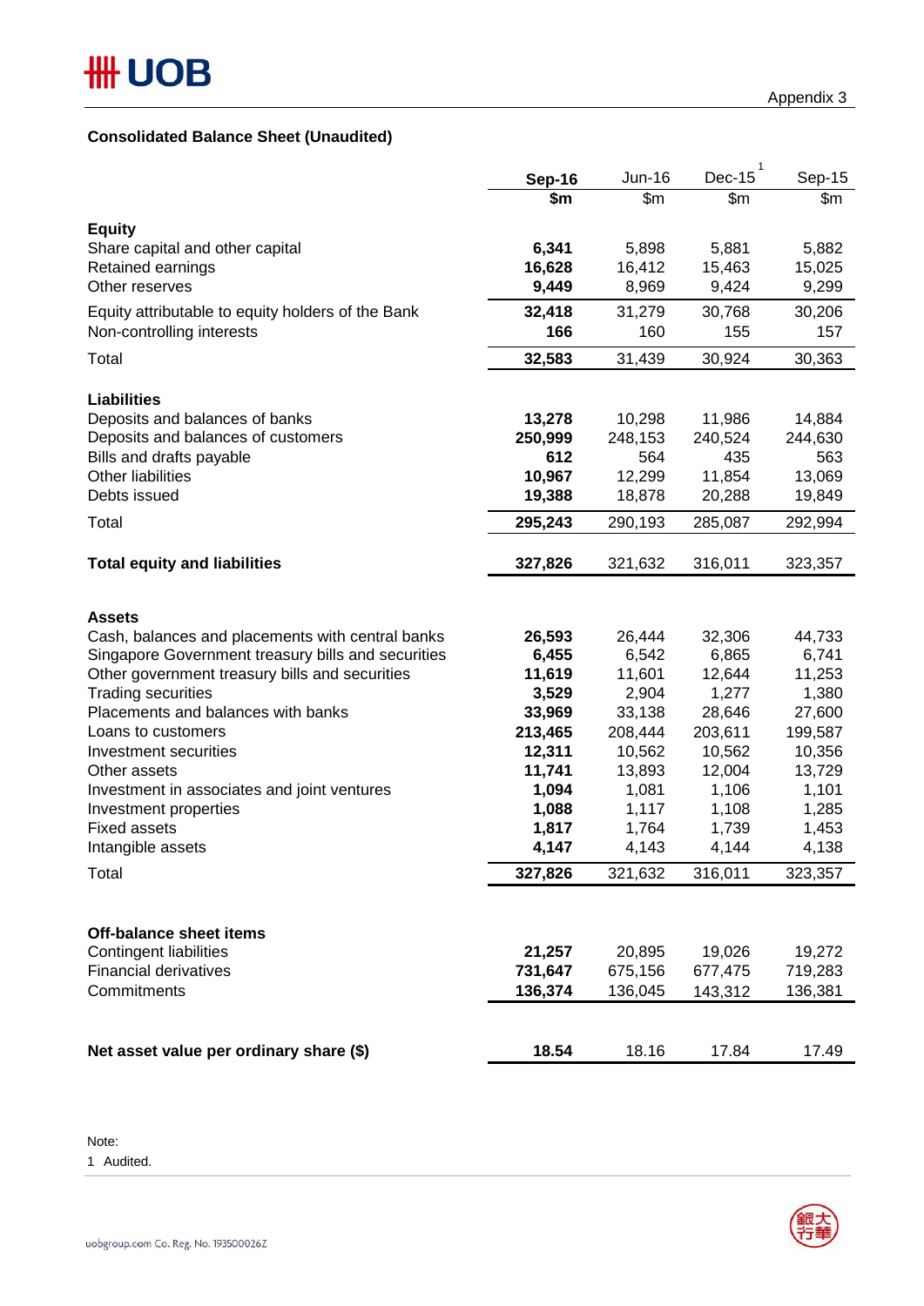Appendix 3

## Consolidated Balance Sheet (Unaudited)

| | **Sep-16** | Jun-16 | Dec-15[1] | Sep-15 |
|---|---|---|---|---|
| | **$m** | $m | $m | $m |
| **Equity** | | | | |
| Share capital and other capital | **6,341** | 5,898 | 5,881 | 5,882 |
| Retained earnings | **16,628** | 16,412 | 15,463 | 15,025 |
| Other reserves | **9,449** | 8,969 | 9,424 | 9,299 |
| Equity attributable to equity holders of the Bank | **32,418** | 31,279 | 30,768 | 30,206 |
| Non-controlling interests | **166** | 160 | 155 | 157 |
| Total | **32,583** | 31,439 | 30,924 | 30,363 |
| **Liabilities** | | | | |
| Deposits and balances of banks | **13,278** | 10,298 | 11,986 | 14,884 |
| Deposits and balances of customers | **250,999** | 248,153 | 240,524 | 244,630 |
| Bills and drafts payable | **612** | 564 | 435 | 563 |
| Other liabilities | **10,967** | 12,299 | 11,854 | 13,069 |
| Debts issued | **19,388** | 18,878 | 20,288 | 19,849 |
| Total | **295,243** | 290,193 | 285,087 | 292,994 |
| **Total equity and liabilities** | **327,826** | 321,632 | 316,011 | 323,357 |
| **Assets** | | | | |
| Cash, balances and placements with central banks | **26,593** | 26,444 | 32,306 | 44,733 |
| Singapore Government treasury bills and securities | **6,455** | 6,542 | 6,865 | 6,741 |
| Other government treasury bills and securities | **11,619** | 11,601 | 12,644 | 11,253 |
| Trading securities | **3,529** | 2,904 | 1,277 | 1,380 |
| Placements and balances with banks | **33,969** | 33,138 | 28,646 | 27,600 |
| Loans to customers | **213,465** | 208,444 | 203,611 | 199,587 |
| Investment securities | **12,311** | 10,562 | 10,562 | 10,356 |
| Other assets | **11,741** | 13,893 | 12,004 | 13,729 |
| Investment in associates and joint ventures | **1,094** | 1,081 | 1,106 | 1,101 |
| Investment properties | **1,088** | 1,117 | 1,108 | 1,285 |
| Fixed assets | **1,817** | 1,764 | 1,739 | 1,453 |
| Intangible assets | **4,147** | 4,143 | 4,144 | 4,138 |
| Total | **327,826** | 321,632 | 316,011 | 323,357 |
| **Off-balance sheet items** | | | | |
| Contingent liabilities | **21,257** | 20,895 | 19,026 | 19,272 |
| Financial derivatives | **731,647** | 675,156 | 677,475 | 719,283 |
| Commitments | **136,374** | 136,045 | 143,312 | 136,381 |
| **Net asset value per ordinary share ($)** | **18.54** | 18.16 | 17.84 | 17.49 |

Note:

1 Audited.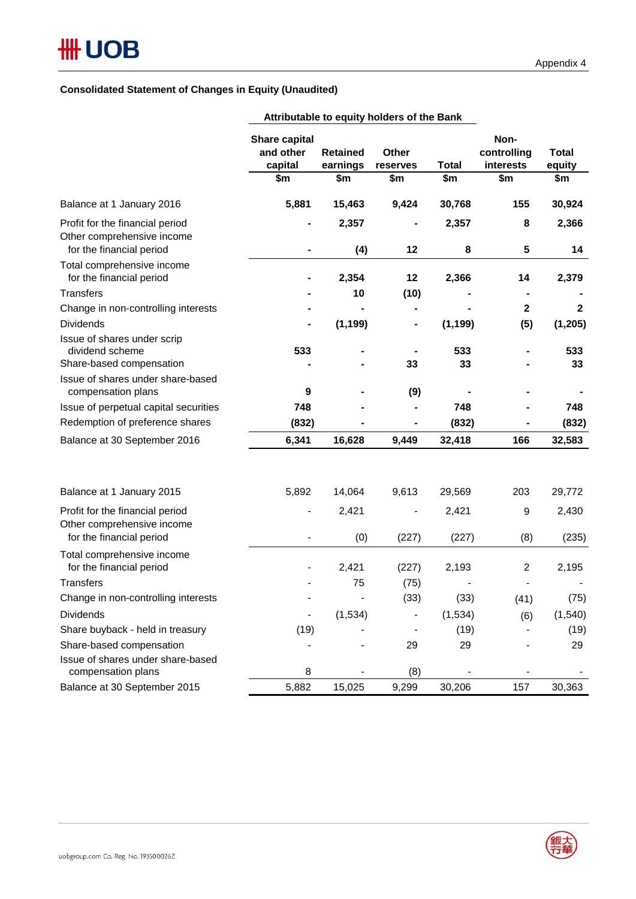Appendix 4

**Consolidated Statement of Changes in Equity (Unaudited)**

| | Attributable to equity holders of the Bank | | | | | |
|---|---|---|---|---|---|---|
| | **Share capital and other capital** | **Retained earnings** | **Other reserves** | **Total** | **Non-controlling interests** | **Total equity** |
| | **$m** | **$m** | **$m** | **$m** | **$m** | **$m** |
| Balance at 1 January 2016 | **5,881** | **15,463** | **9,424** | **30,768** | **155** | **30,924** |
| Profit for the financial period | **-** | **2,357** | **-** | **2,357** | **8** | **2,366** |
| Other comprehensive income for the financial period | **-** | **(4)** | **12** | **8** | **5** | **14** |
| Total comprehensive income for the financial period | **-** | **2,354** | **12** | **2,366** | **14** | **2,379** |
| Transfers | **-** | **10** | **(10)** | **-** | **-** | **-** |
| Change in non-controlling interests | **-** | **-** | **-** | **-** | **2** | **2** |
| Dividends | **-** | **(1,199)** | **-** | **(1,199)** | **(5)** | **(1,205)** |
| Issue of shares under scrip dividend scheme | **533** | **-** | **-** | **533** | **-** | **533** |
| Share-based compensation | **-** | **-** | **33** | **33** | **-** | **33** |
| Issue of shares under share-based compensation plans | **9** | **-** | **(9)** | **-** | **-** | **-** |
| Issue of perpetual capital securities | **748** | **-** | **-** | **748** | **-** | **748** |
| Redemption of preference shares | **(832)** | **-** | **-** | **(832)** | **-** | **(832)** |
| Balance at 30 September 2016 | **6,341** | **16,628** | **9,449** | **32,418** | **166** | **32,583** |
| | | | | | | |
| Balance at 1 January 2015 | 5,892 | 14,064 | 9,613 | 29,569 | 203 | 29,772 |
| Profit for the financial period | - | 2,421 | - | 2,421 | 9 | 2,430 |
| Other comprehensive income for the financial period | - | (0) | (227) | (227) | (8) | (235) |
| Total comprehensive income for the financial period | - | 2,421 | (227) | 2,193 | 2 | 2,195 |
| Transfers | - | 75 | (75) | - | - | - |
| Change in non-controlling interests | - | - | (33) | (33) | (41) | (75) |
| Dividends | - | (1,534) | - | (1,534) | (6) | (1,540) |
| Share buyback - held in treasury | (19) | - | - | (19) | - | (19) |
| Share-based compensation | - | - | 29 | 29 | - | 29 |
| Issue of shares under share-based compensation plans | 8 | - | (8) | - | - | - |
| Balance at 30 September 2015 | 5,882 | 15,025 | 9,299 | 30,206 | 157 | 30,363 |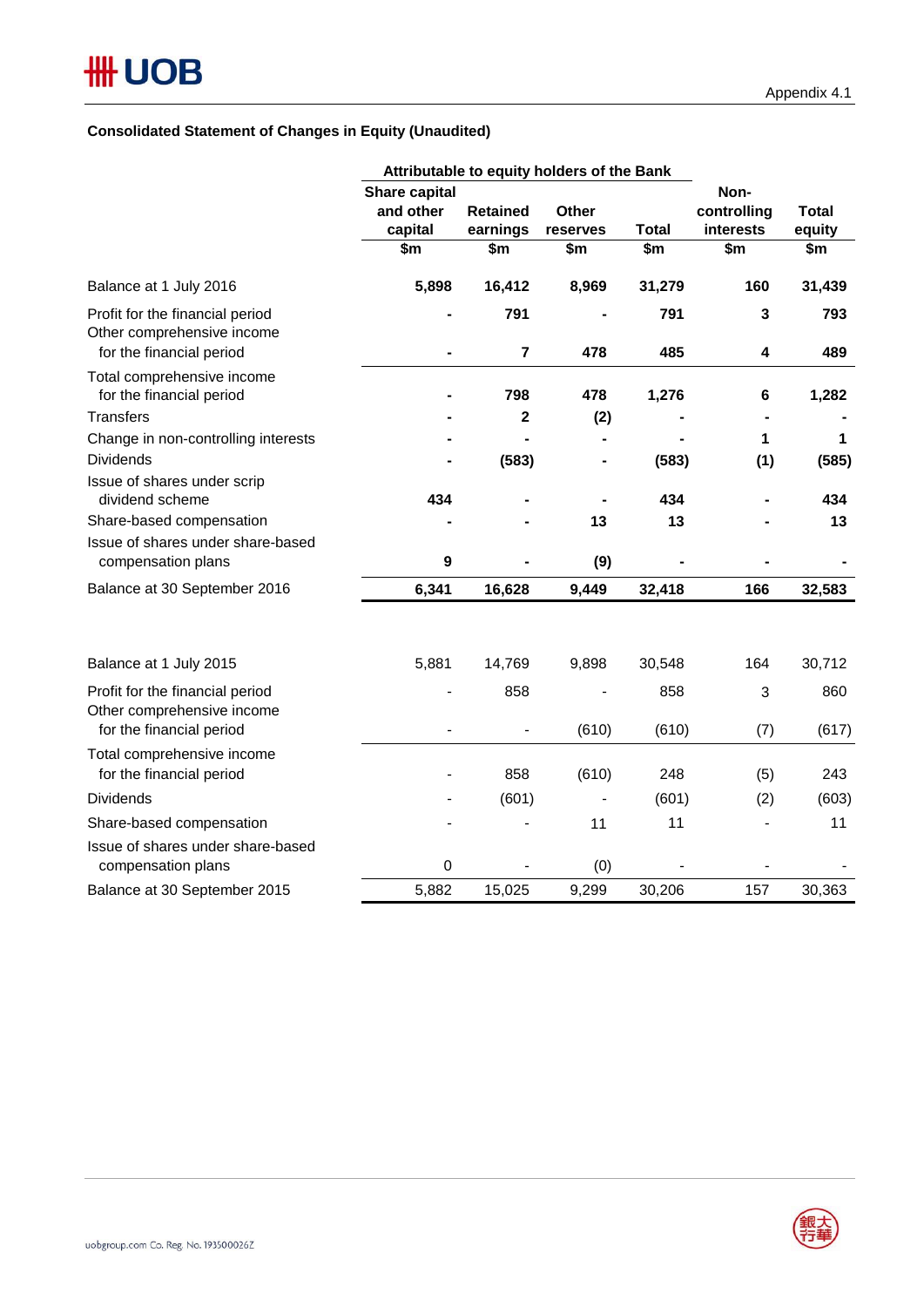Appendix 4.1

## Consolidated Statement of Changes in Equity (Unaudited)

| | Attributable to equity holders of the Bank | | | | | |
|---|---|---|---|---|---|---|
| | Share capital and other capital | Retained earnings | Other reserves | Total | Non-controlling interests | Total equity |
| | $m | $m | $m | $m | $m | $m |
| **Balance at 1 July 2016** | **5,898** | **16,412** | **8,969** | **31,279** | **160** | **31,439** |
| Profit for the financial period | **-** | **791** | **-** | **791** | **3** | **793** |
| Other comprehensive income for the financial period | **-** | **7** | **478** | **485** | **4** | **489** |
| Total comprehensive income for the financial period | **-** | **798** | **478** | **1,276** | **6** | **1,282** |
| Transfers | **-** | **2** | **(2)** | **-** | **-** | **-** |
| Change in non-controlling interests | **-** | **-** | **-** | **-** | **1** | **1** |
| Dividends | **-** | **(583)** | **-** | **(583)** | **(1)** | **(585)** |
| Issue of shares under scrip dividend scheme | **434** | **-** | **-** | **434** | **-** | **434** |
| Share-based compensation | **-** | **-** | **13** | **13** | **-** | **13** |
| Issue of shares under share-based compensation plans | **9** | **-** | **(9)** | **-** | **-** | **-** |
| **Balance at 30 September 2016** | **6,341** | **16,628** | **9,449** | **32,418** | **166** | **32,583** |
| | | | | | | |
| Balance at 1 July 2015 | 5,881 | 14,769 | 9,898 | 30,548 | 164 | 30,712 |
| Profit for the financial period | - | 858 | - | 858 | 3 | 860 |
| Other comprehensive income for the financial period | - | - | (610) | (610) | (7) | (617) |
| Total comprehensive income for the financial period | - | 858 | (610) | 248 | (5) | 243 |
| Dividends | - | (601) | - | (601) | (2) | (603) |
| Share-based compensation | - | - | 11 | 11 | - | 11 |
| Issue of shares under share-based compensation plans | 0 | - | (0) | - | - | - |
| Balance at 30 September 2015 | 5,882 | 15,025 | 9,299 | 30,206 | 157 | 30,363 |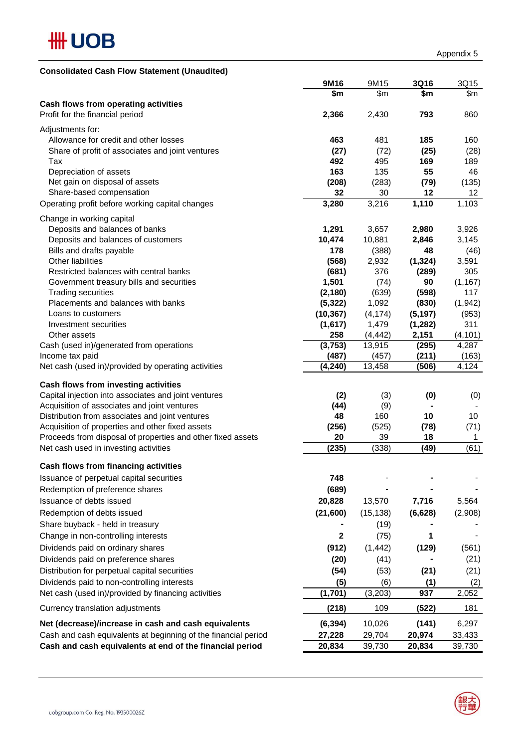Appendix 5

**Consolidated Cash Flow Statement (Unaudited)**

| | 9M16 | 9M15 | 3Q16 | 3Q15 |
|---|---|---|---|---|
| | $m | $m | $m | $m |
| **Cash flows from operating activities** | | | | |
| Profit for the financial period | 2,366 | 2,430 | 793 | 860 |
| Adjustments for: | | | | |
| Allowance for credit and other losses | 463 | 481 | 185 | 160 |
| Share of profit of associates and joint ventures | (27) | (72) | (25) | (28) |
| Tax | 492 | 495 | 169 | 189 |
| Depreciation of assets | 163 | 135 | 55 | 46 |
| Net gain on disposal of assets | (208) | (283) | (79) | (135) |
| Share-based compensation | 32 | 30 | 12 | 12 |
| Operating profit before working capital changes | 3,280 | 3,216 | 1,110 | 1,103 |
| Change in working capital | | | | |
| Deposits and balances of banks | 1,291 | 3,657 | 2,980 | 3,926 |
| Deposits and balances of customers | 10,474 | 10,881 | 2,846 | 3,145 |
| Bills and drafts payable | 178 | (388) | 48 | (46) |
| Other liabilities | (568) | 2,932 | (1,324) | 3,591 |
| Restricted balances with central banks | (681) | 376 | (289) | 305 |
| Government treasury bills and securities | 1,501 | (74) | 90 | (1,167) |
| Trading securities | (2,180) | (639) | (598) | 117 |
| Placements and balances with banks | (5,322) | 1,092 | (830) | (1,942) |
| Loans to customers | (10,367) | (4,174) | (5,197) | (953) |
| Investment securities | (1,617) | 1,479 | (1,282) | 311 |
| Other assets | 258 | (4,442) | 2,151 | (4,101) |
| Cash (used in)/generated from operations | (3,753) | 13,915 | (295) | 4,287 |
| Income tax paid | (487) | (457) | (211) | (163) |
| Net cash (used in)/provided by operating activities | (4,240) | 13,458 | (506) | 4,124 |
| **Cash flows from investing activities** | | | | |
| Capital injection into associates and joint ventures | (2) | (3) | (0) | (0) |
| Acquisition of associates and joint ventures | (44) | (9) | - | - |
| Distribution from associates and joint ventures | 48 | 160 | 10 | 10 |
| Acquisition of properties and other fixed assets | (256) | (525) | (78) | (71) |
| Proceeds from disposal of properties and other fixed assets | 20 | 39 | 18 | 1 |
| Net cash used in investing activities | (235) | (338) | (49) | (61) |
| **Cash flows from financing activities** | | | | |
| Issuance of perpetual capital securities | 748 | - | - | - |
| Redemption of preference shares | (689) | - | - | - |
| Issuance of debts issued | 20,828 | 13,570 | 7,716 | 5,564 |
| Redemption of debts issued | (21,600) | (15,138) | (6,628) | (2,908) |
| Share buyback - held in treasury | - | (19) | - | - |
| Change in non-controlling interests | 2 | (75) | 1 | - |
| Dividends paid on ordinary shares | (912) | (1,442) | (129) | (561) |
| Dividends paid on preference shares | (20) | (41) | - | (21) |
| Distribution for perpetual capital securities | (54) | (53) | (21) | (21) |
| Dividends paid to non-controlling interests | (5) | (6) | (1) | (2) |
| Net cash (used in)/provided by financing activities | (1,701) | (3,203) | 937 | 2,052 |
| Currency translation adjustments | (218) | 109 | (522) | 181 |
| **Net (decrease)/increase in cash and cash equivalents** | (6,394) | 10,026 | (141) | 6,297 |
| Cash and cash equivalents at beginning of the financial period | 27,228 | 29,704 | 20,974 | 33,433 |
| **Cash and cash equivalents at end of the financial period** | 20,834 | 39,730 | 20,834 | 39,730 |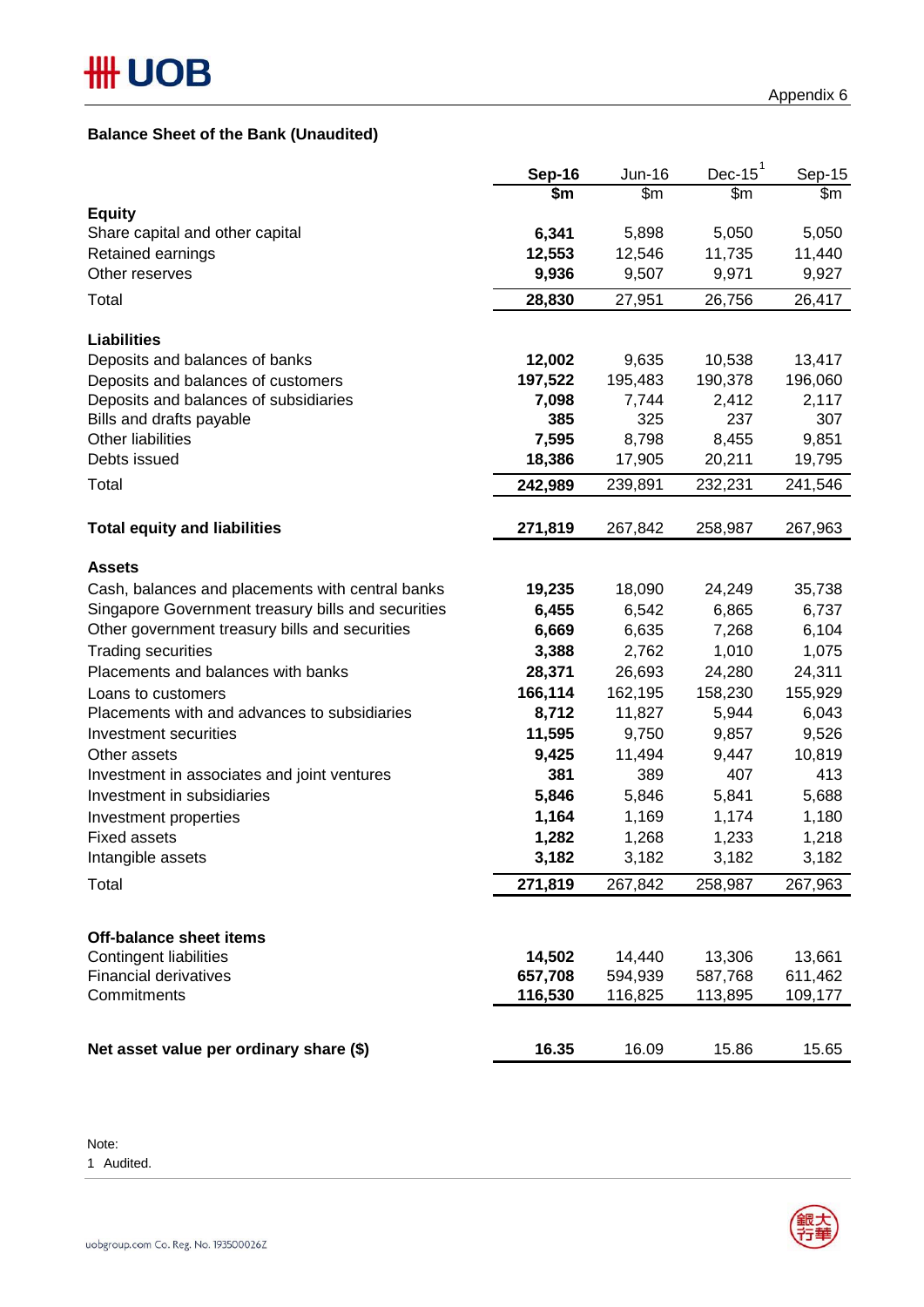Appendix 6

## Balance Sheet of the Bank (Unaudited)

| | Sep-16 | Jun-16 | Dec-15[1] | Sep-15 |
|---|---|---|---|---|
| | $m | $m | $m | $m |
| **Equity** | | | | |
| Share capital and other capital | **6,341** | 5,898 | 5,050 | 5,050 |
| Retained earnings | **12,553** | 12,546 | 11,735 | 11,440 |
| Other reserves | **9,936** | 9,507 | 9,971 | 9,927 |
| Total | **28,830** | 27,951 | 26,756 | 26,417 |
| | | | | |
| **Liabilities** | | | | |
| Deposits and balances of banks | **12,002** | 9,635 | 10,538 | 13,417 |
| Deposits and balances of customers | **197,522** | 195,483 | 190,378 | 196,060 |
| Deposits and balances of subsidiaries | **7,098** | 7,744 | 2,412 | 2,117 |
| Bills and drafts payable | **385** | 325 | 237 | 307 |
| Other liabilities | **7,595** | 8,798 | 8,455 | 9,851 |
| Debts issued | **18,386** | 17,905 | 20,211 | 19,795 |
| Total | **242,989** | 239,891 | 232,231 | 241,546 |
| | | | | |
| **Total equity and liabilities** | **271,819** | 267,842 | 258,987 | 267,963 |
| | | | | |
| **Assets** | | | | |
| Cash, balances and placements with central banks | **19,235** | 18,090 | 24,249 | 35,738 |
| Singapore Government treasury bills and securities | **6,455** | 6,542 | 6,865 | 6,737 |
| Other government treasury bills and securities | **6,669** | 6,635 | 7,268 | 6,104 |
| Trading securities | **3,388** | 2,762 | 1,010 | 1,075 |
| Placements and balances with banks | **28,371** | 26,693 | 24,280 | 24,311 |
| Loans to customers | **166,114** | 162,195 | 158,230 | 155,929 |
| Placements with and advances to subsidiaries | **8,712** | 11,827 | 5,944 | 6,043 |
| Investment securities | **11,595** | 9,750 | 9,857 | 9,526 |
| Other assets | **9,425** | 11,494 | 9,447 | 10,819 |
| Investment in associates and joint ventures | **381** | 389 | 407 | 413 |
| Investment in subsidiaries | **5,846** | 5,846 | 5,841 | 5,688 |
| Investment properties | **1,164** | 1,169 | 1,174 | 1,180 |
| Fixed assets | **1,282** | 1,268 | 1,233 | 1,218 |
| Intangible assets | **3,182** | 3,182 | 3,182 | 3,182 |
| Total | **271,819** | 267,842 | 258,987 | 267,963 |
| | | | | |
| **Off-balance sheet items** | | | | |
| Contingent liabilities | **14,502** | 14,440 | 13,306 | 13,661 |
| Financial derivatives | **657,708** | 594,939 | 587,768 | 611,462 |
| Commitments | **116,530** | 116,825 | 113,895 | 109,177 |
| | | | | |
| **Net asset value per ordinary share ($)** | **16.35** | 16.09 | 15.86 | 15.65 |

Note:

1 Audited.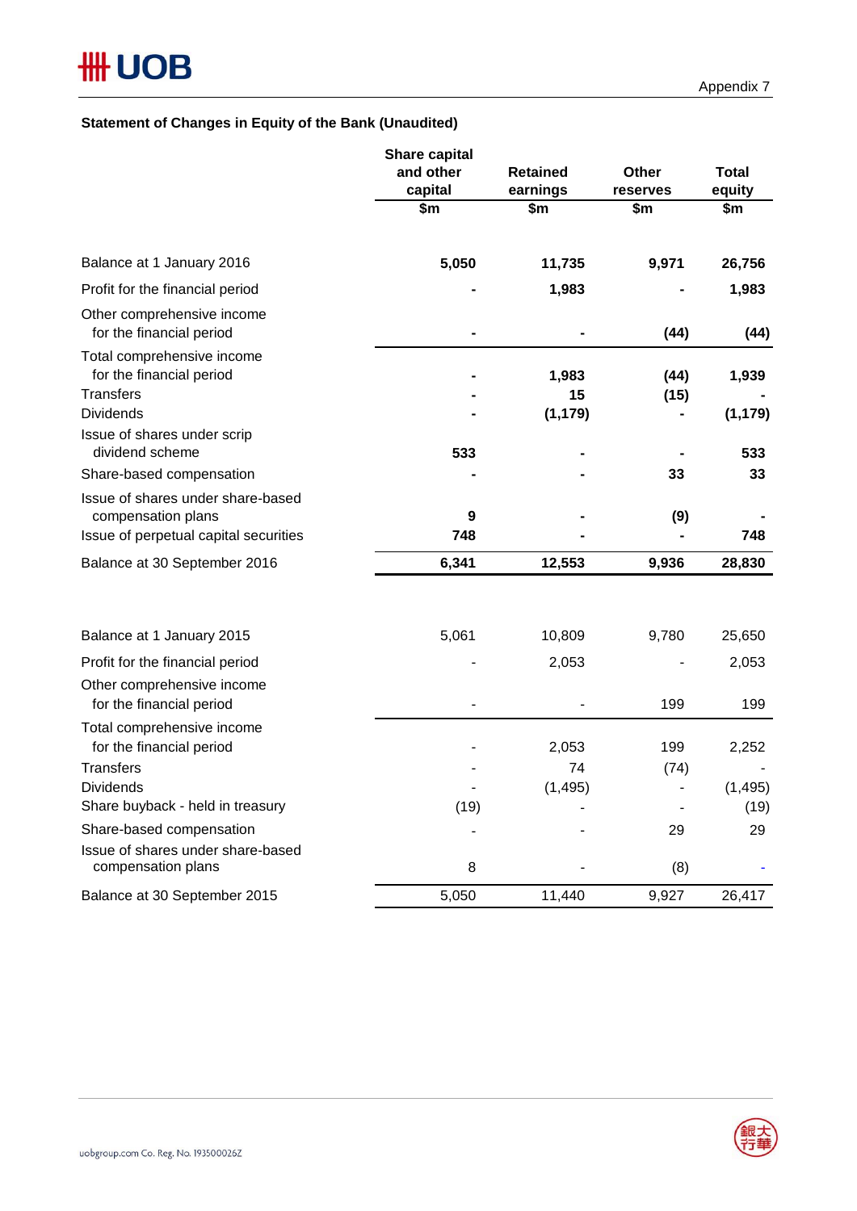Appendix 7

**Statement of Changes in Equity of the Bank (Unaudited)**

| | Share capital and other capital | Retained earnings | Other reserves | Total equity |
|---|---|---|---|---|
| | $m | $m | $m | $m |
| Balance at 1 January 2016 | **5,050** | **11,735** | **9,971** | **26,756** |
| Profit for the financial period | **-** | **1,983** | **-** | **1,983** |
| Other comprehensive income for the financial period | **-** | **-** | **(44)** | **(44)** |
| Total comprehensive income for the financial period | **-** | **1,983** | **(44)** | **1,939** |
| Transfers | **-** | **15** | **(15)** | **-** |
| Dividends | **-** | **(1,179)** | **-** | **(1,179)** |
| Issue of shares under scrip dividend scheme | **533** | **-** | **-** | **533** |
| Share-based compensation | **-** | **-** | **33** | **33** |
| Issue of shares under share-based compensation plans | **9** | **-** | **(9)** | **-** |
| Issue of perpetual capital securities | **748** | **-** | **-** | **748** |
| Balance at 30 September 2016 | **6,341** | **12,553** | **9,936** | **28,830** |
| | | | | |
| Balance at 1 January 2015 | 5,061 | 10,809 | 9,780 | 25,650 |
| Profit for the financial period | - | 2,053 | - | 2,053 |
| Other comprehensive income for the financial period | - | - | 199 | 199 |
| Total comprehensive income for the financial period | - | 2,053 | 199 | 2,252 |
| Transfers | - | 74 | (74) | - |
| Dividends | - | (1,495) | - | (1,495) |
| Share buyback - held in treasury | (19) | - | - | (19) |
| Share-based compensation | - | - | 29 | 29 |
| Issue of shares under share-based compensation plans | 8 | - | (8) | - |
| Balance at 30 September 2015 | 5,050 | 11,440 | 9,927 | 26,417 |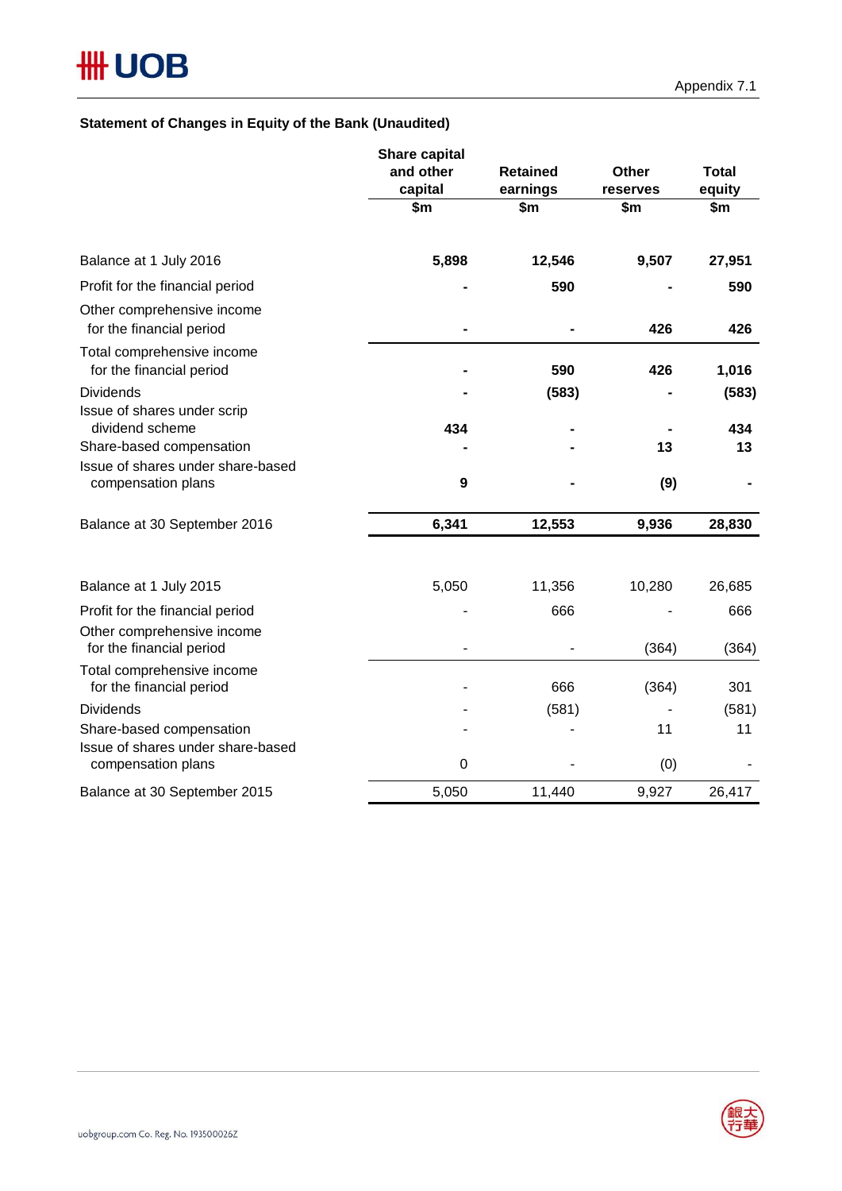Appendix 7.1

**Statement of Changes in Equity of the Bank (Unaudited)**

| | Share capital and other capital $m | Retained earnings $m | Other reserves $m | Total equity $m |
|---|---|---|---|---|
| Balance at 1 July 2016 | **5,898** | **12,546** | **9,507** | **27,951** |
| Profit for the financial period | **-** | **590** | **-** | **590** |
| Other comprehensive income for the financial period | **-** | **-** | **426** | **426** |
| Total comprehensive income for the financial period | **-** | **590** | **426** | **1,016** |
| Dividends | **-** | **(583)** | **-** | **(583)** |
| Issue of shares under scrip dividend scheme | **434** | **-** | **-** | **434** |
| Share-based compensation | **-** | **-** | **13** | **13** |
| Issue of shares under share-based compensation plans | **9** | **-** | **(9)** | **-** |
| Balance at 30 September 2016 | **6,341** | **12,553** | **9,936** | **28,830** |
| | | | | |
| Balance at 1 July 2015 | 5,050 | 11,356 | 10,280 | 26,685 |
| Profit for the financial period | - | 666 | - | 666 |
| Other comprehensive income for the financial period | - | - | (364) | (364) |
| Total comprehensive income for the financial period | - | 666 | (364) | 301 |
| Dividends | - | (581) | - | (581) |
| Share-based compensation | - | - | 11 | 11 |
| Issue of shares under share-based compensation plans | 0 | - | (0) | - |
| Balance at 30 September 2015 | 5,050 | 11,440 | 9,927 | 26,417 |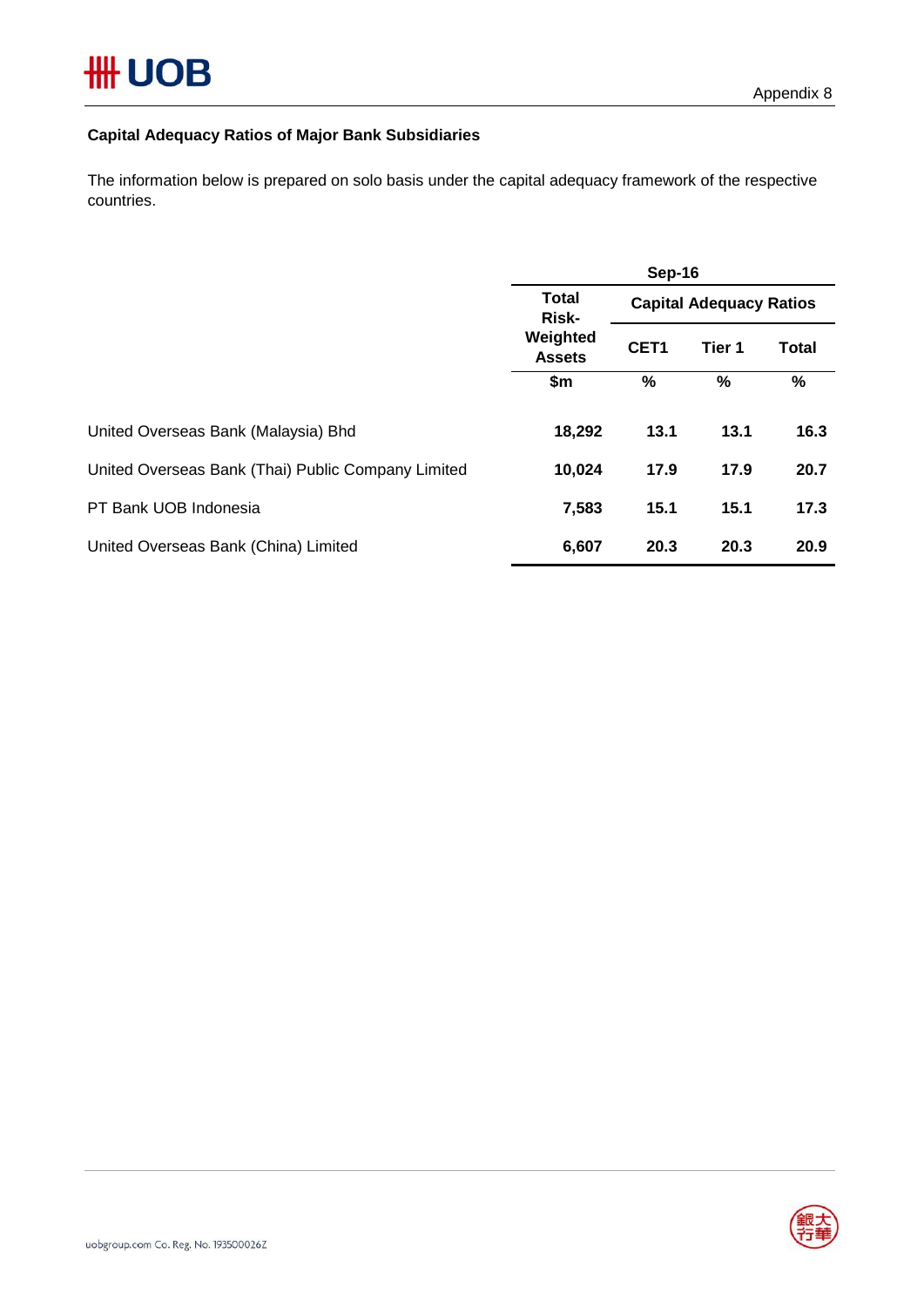Appendix 8

## Capital Adequacy Ratios of Major Bank Subsidiaries

The information below is prepared on solo basis under the capital adequacy framework of the respective countries.

| | Sep-16 | | | |
|---|---|---|---|---|
| | Total Risk-Weighted Assets | Capital Adequacy Ratios | | |
| | | CET1 | Tier 1 | Total |
| | $m | % | % | % |
| United Overseas Bank (Malaysia) Bhd | **18,292** | **13.1** | **13.1** | **16.3** |
| United Overseas Bank (Thai) Public Company Limited | **10,024** | **17.9** | **17.9** | **20.7** |
| PT Bank UOB Indonesia | **7,583** | **15.1** | **15.1** | **17.3** |
| United Overseas Bank (China) Limited | **6,607** | **20.3** | **20.3** | **20.9** |